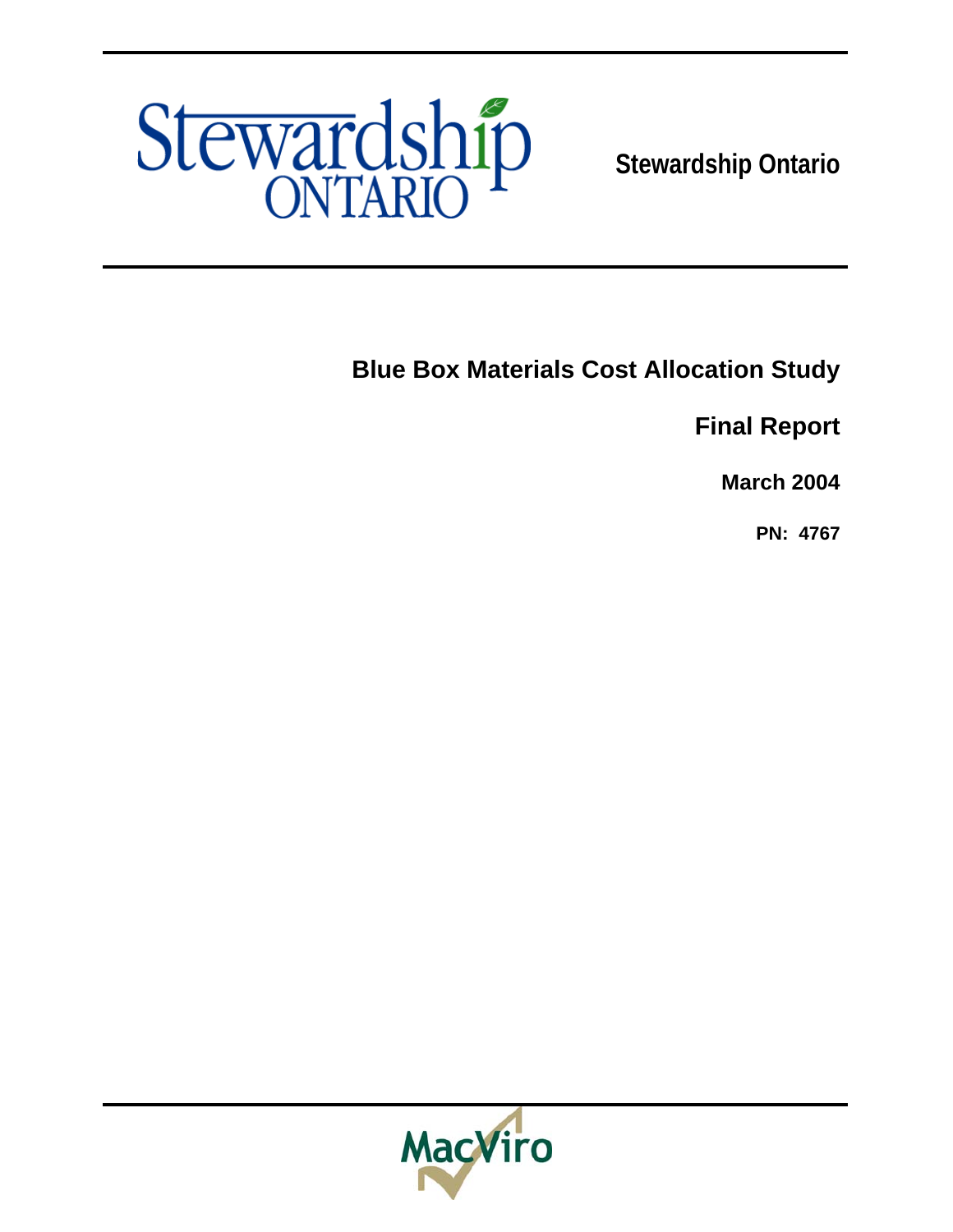Stewardship ONTARIO

**Stewardship Ontario**

# Blue Box Materials Cost Allocation Study

## Final Report

**March 2004**

**PN: 4767**

MacViro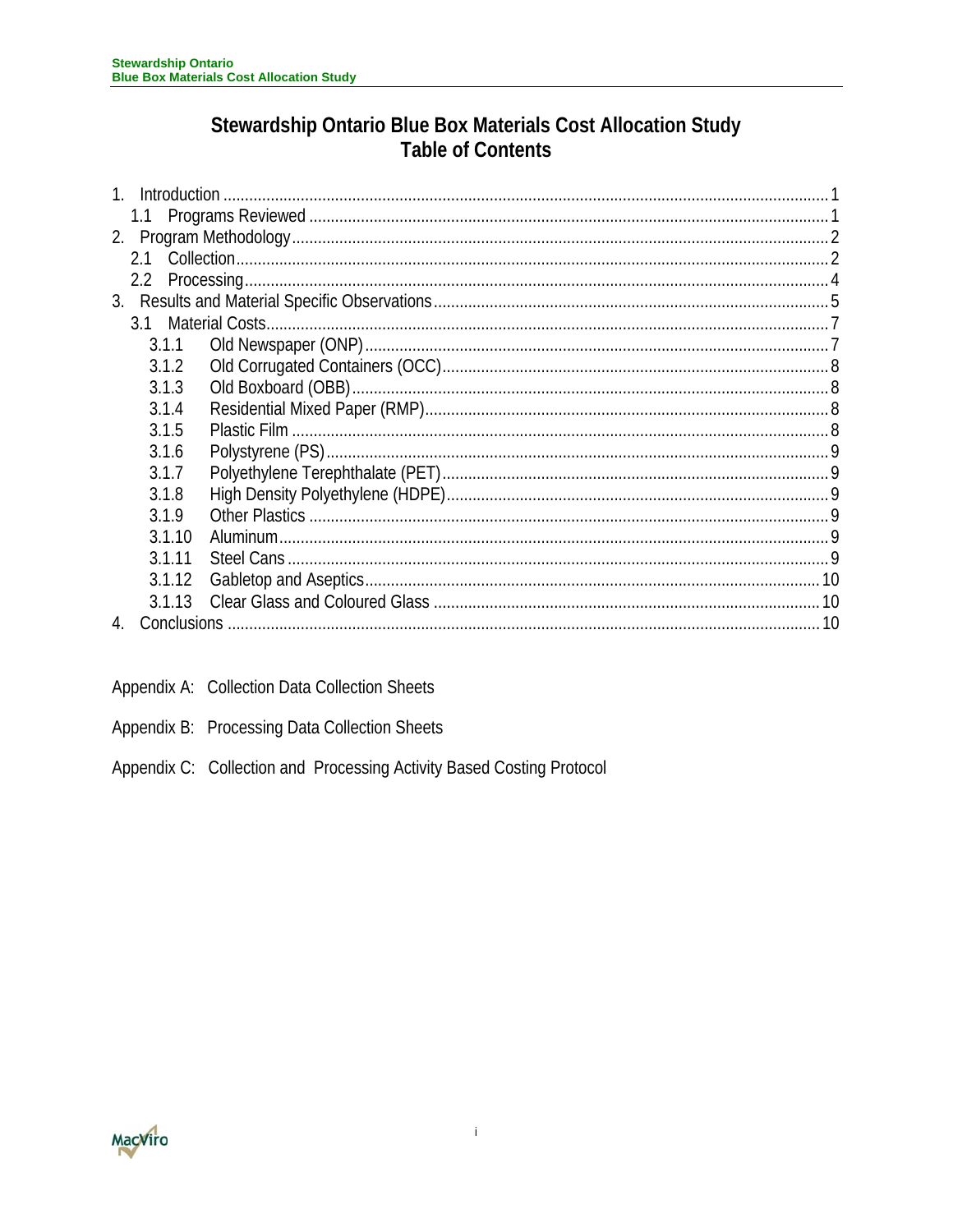# Stewardship Ontario Blue Box Materials Cost Allocation Study
# Table of Contents

1. Introduction .......... 1
   - 1.1 Programs Reviewed .......... 1
2. Program Methodology .......... 2
   - 2.1 Collection .......... 2
   - 2.2 Processing .......... 4
3. Results and Material Specific Observations .......... 5
   - 3.1 Material Costs .......... 7
     - 3.1.1 Old Newspaper (ONP) .......... 7
     - 3.1.2 Old Corrugated Containers (OCC) .......... 8
     - 3.1.3 Old Boxboard (OBB) .......... 8
     - 3.1.4 Residential Mixed Paper (RMP) .......... 8
     - 3.1.5 Plastic Film .......... 8
     - 3.1.6 Polystyrene (PS) .......... 9
     - 3.1.7 Polyethylene Terephthalate (PET) .......... 9
     - 3.1.8 High Density Polyethylene (HDPE) .......... 9
     - 3.1.9 Other Plastics .......... 9
     - 3.1.10 Aluminum .......... 9
     - 3.1.11 Steel Cans .......... 9
     - 3.1.12 Gabletop and Aseptics .......... 10
     - 3.1.13 Clear Glass and Coloured Glass .......... 10
4. Conclusions .......... 10

Appendix A: Collection Data Collection Sheets

Appendix B: Processing Data Collection Sheets

Appendix C: Collection and Processing Activity Based Costing Protocol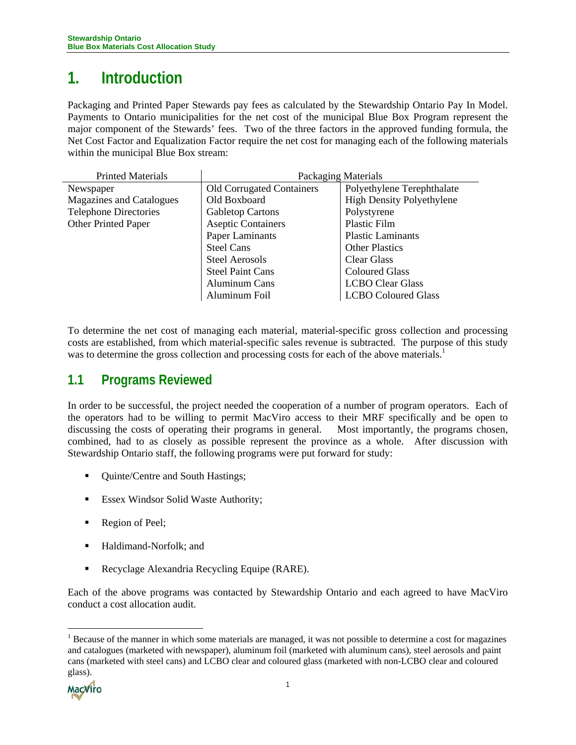# 1. Introduction

Packaging and Printed Paper Stewards pay fees as calculated by the Stewardship Ontario Pay In Model. Payments to Ontario municipalities for the net cost of the municipal Blue Box Program represent the major component of the Stewards' fees. Two of the three factors in the approved funding formula, the Net Cost Factor and Equalization Factor require the net cost for managing each of the following materials within the municipal Blue Box stream:

| Printed Materials | Packaging Materials | |
|---|---|---|
| Newspaper | Old Corrugated Containers | Polyethylene Terephthalate |
| Magazines and Catalogues | Old Boxboard | High Density Polyethylene |
| Telephone Directories | Gabletop Cartons | Polystyrene |
| Other Printed Paper | Aseptic Containers | Plastic Film |
| | Paper Laminants | Plastic Laminants |
| | Steel Cans | Other Plastics |
| | Steel Aerosols | Clear Glass |
| | Steel Paint Cans | Coloured Glass |
| | Aluminum Cans | LCBO Clear Glass |
| | Aluminum Foil | LCBO Coloured Glass |

To determine the net cost of managing each material, material-specific gross collection and processing costs are established, from which material-specific sales revenue is subtracted. The purpose of this study was to determine the gross collection and processing costs for each of the above materials.[1]

## 1.1 Programs Reviewed

In order to be successful, the project needed the cooperation of a number of program operators. Each of the operators had to be willing to permit MacViro access to their MRF specifically and be open to discussing the costs of operating their programs in general. Most importantly, the programs chosen, combined, had to as closely as possible represent the province as a whole. After discussion with Stewardship Ontario staff, the following programs were put forward for study:

- Quinte/Centre and South Hastings;
- Essex Windsor Solid Waste Authority;
- Region of Peel;
- Haldimand-Norfolk; and
- Recyclage Alexandria Recycling Equipe (RARE).

Each of the above programs was contacted by Stewardship Ontario and each agreed to have MacViro conduct a cost allocation audit.

[1] Because of the manner in which some materials are managed, it was not possible to determine a cost for magazines and catalogues (marketed with newspaper), aluminum foil (marketed with aluminum cans), steel aerosols and paint cans (marketed with steel cans) and LCBO clear and coloured glass (marketed with non-LCBO clear and coloured glass).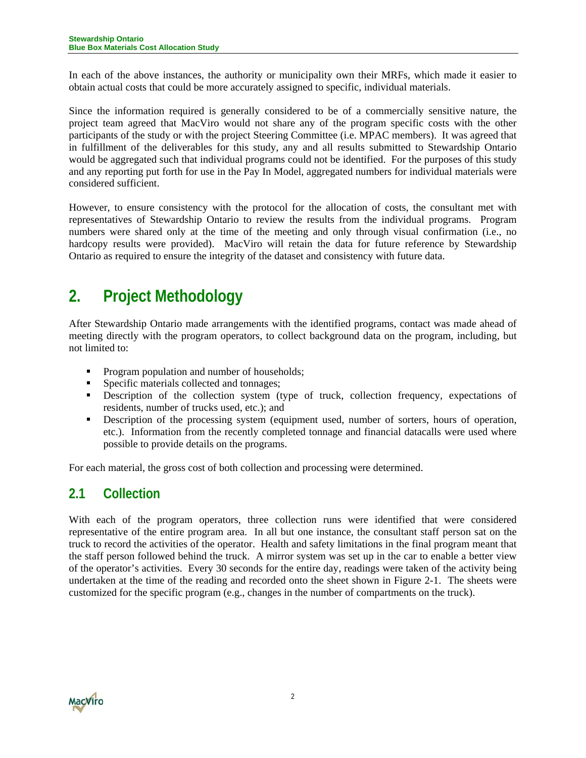In each of the above instances, the authority or municipality own their MRFs, which made it easier to obtain actual costs that could be more accurately assigned to specific, individual materials.

Since the information required is generally considered to be of a commercially sensitive nature, the project team agreed that MacViro would not share any of the program specific costs with the other participants of the study or with the project Steering Committee (i.e. MPAC members). It was agreed that in fulfillment of the deliverables for this study, any and all results submitted to Stewardship Ontario would be aggregated such that individual programs could not be identified. For the purposes of this study and any reporting put forth for use in the Pay In Model, aggregated numbers for individual materials were considered sufficient.

However, to ensure consistency with the protocol for the allocation of costs, the consultant met with representatives of Stewardship Ontario to review the results from the individual programs. Program numbers were shared only at the time of the meeting and only through visual confirmation (i.e., no hardcopy results were provided). MacViro will retain the data for future reference by Stewardship Ontario as required to ensure the integrity of the dataset and consistency with future data.

# 2. Project Methodology

After Stewardship Ontario made arrangements with the identified programs, contact was made ahead of meeting directly with the program operators, to collect background data on the program, including, but not limited to:

- Program population and number of households;
- Specific materials collected and tonnages;
- Description of the collection system (type of truck, collection frequency, expectations of residents, number of trucks used, etc.); and
- Description of the processing system (equipment used, number of sorters, hours of operation, etc.). Information from the recently completed tonnage and financial datacalls were used where possible to provide details on the programs.

For each material, the gross cost of both collection and processing were determined.

## 2.1 Collection

With each of the program operators, three collection runs were identified that were considered representative of the entire program area. In all but one instance, the consultant staff person sat on the truck to record the activities of the operator. Health and safety limitations in the final program meant that the staff person followed behind the truck. A mirror system was set up in the car to enable a better view of the operator's activities. Every 30 seconds for the entire day, readings were taken of the activity being undertaken at the time of the reading and recorded onto the sheet shown in Figure 2-1. The sheets were customized for the specific program (e.g., changes in the number of compartments on the truck).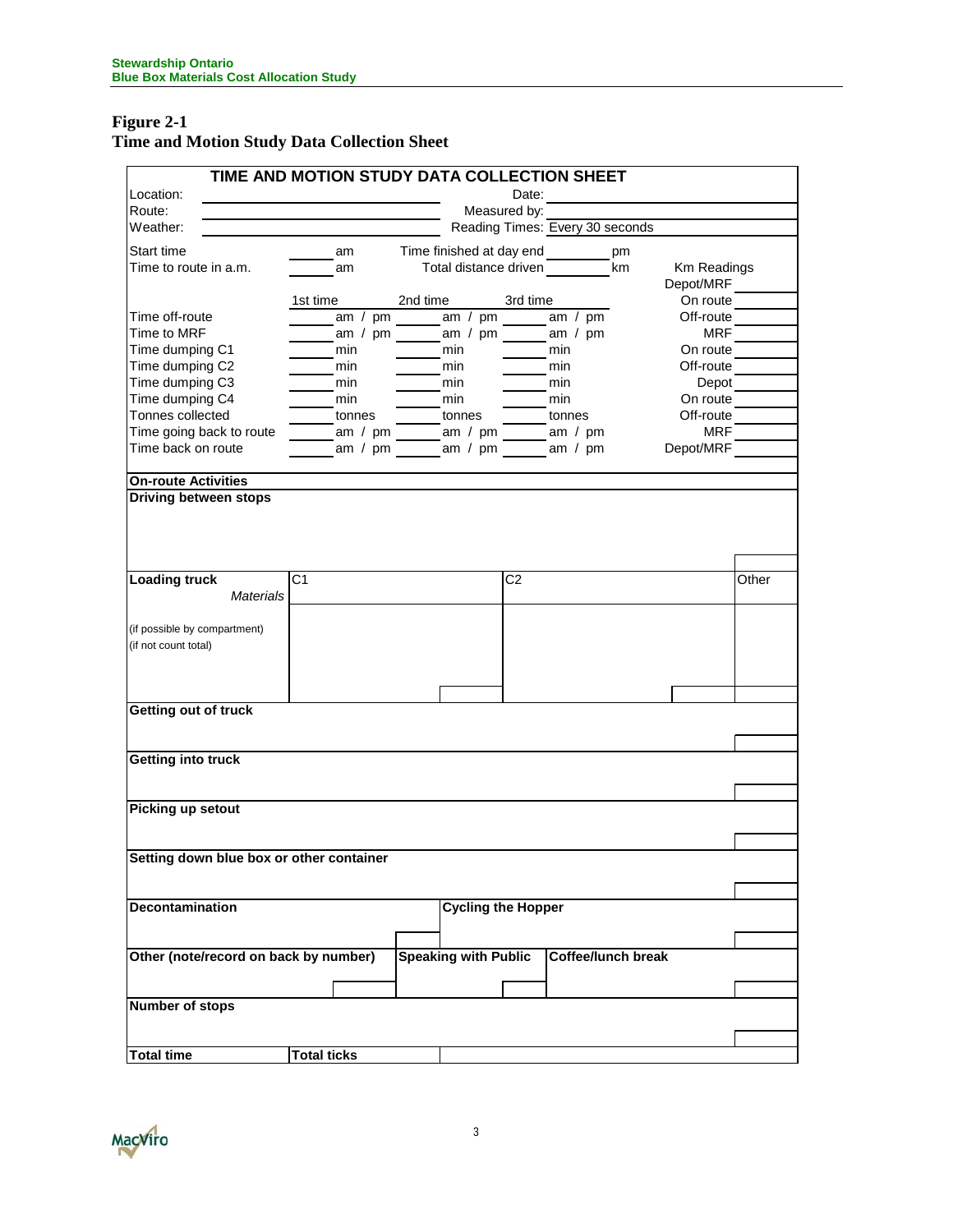## Figure 2-1
## Time and Motion Study Data Collection Sheet

**TIME AND MOTION STUDY DATA COLLECTION SHEET**

| | | | |
|---|---|---|---|
| Location: | | Date: | |
| Route: | | Measured by: | |
| Weather: | | Reading Times: | Every 30 seconds |

| | | | | |
|---|---|---|---|---|
| Start time | \_\_\_\_ am | Time finished at day end | \_\_\_\_ pm | |
| Time to route in a.m. | \_\_\_\_ am | Total distance driven | \_\_\_\_ km | |

| | 1st time | 2nd time | 3rd time |
|---|---|---|---|
| Time off-route | am / pm | am / pm | am / pm |
| Time to MRF | am / pm | am / pm | am / pm |
| Time dumping C1 | min | min | min |
| Time dumping C2 | min | min | min |
| Time dumping C3 | min | min | min |
| Time dumping C4 | min | min | min |
| Tonnes collected | tonnes | tonnes | tonnes |
| Time going back to route | am / pm | am / pm | am / pm |
| Time back on route | am / pm | am / pm | am / pm |

| Km Readings | |
|---|---|
| Depot/MRF | |
| On route | |
| Off-route | |
| MRF | |
| On route | |
| Off-route | |
| Depot | |
| On route | |
| Off-route | |
| MRF | |
| Depot/MRF | |

**On-route Activities**

| | | | |
|---|---|---|---|
| **Driving between stops** | | | |
| **Loading truck** *Materials* (if possible by compartment) (if not count total) | C1 | C2 | Other |
| **Getting out of truck** | | | |
| **Getting into truck** | | | |
| **Picking up setout** | | | |
| **Setting down blue box or other container** | | | |
| **Decontamination** | **Cycling the Hopper** | | |
| **Other (note/record on back by number)** | **Speaking with Public** | **Coffee/lunch break** | |
| **Number of stops** | | | |
| **Total time** | **Total ticks** | | |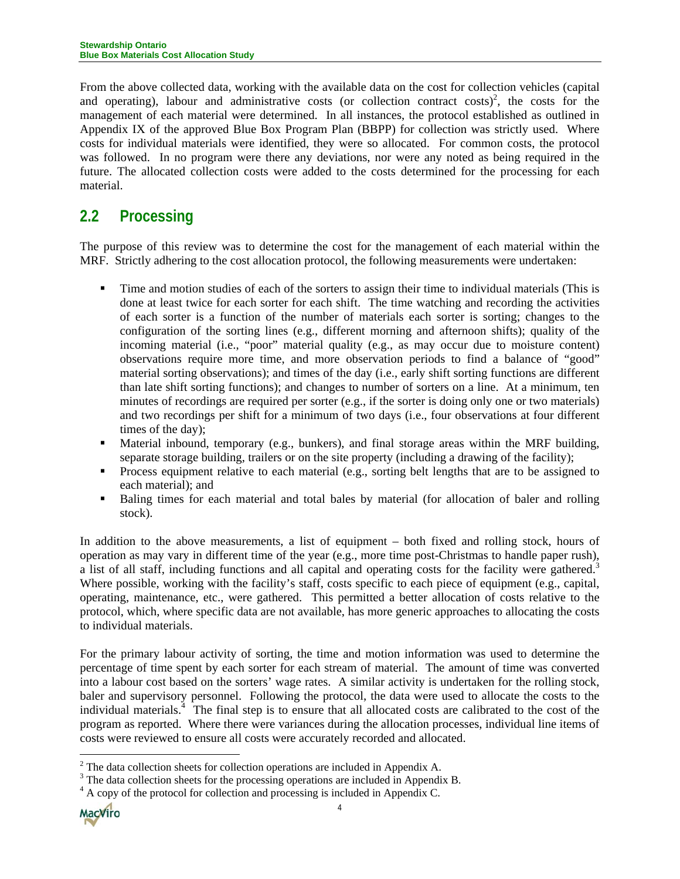From the above collected data, working with the available data on the cost for collection vehicles (capital and operating), labour and administrative costs (or collection contract costs)[2], the costs for the management of each material were determined. In all instances, the protocol established as outlined in Appendix IX of the approved Blue Box Program Plan (BBPP) for collection was strictly used. Where costs for individual materials were identified, they were so allocated. For common costs, the protocol was followed. In no program were there any deviations, nor were any noted as being required in the future. The allocated collection costs were added to the costs determined for the processing for each material.

## 2.2 Processing

The purpose of this review was to determine the cost for the management of each material within the MRF. Strictly adhering to the cost allocation protocol, the following measurements were undertaken:

- Time and motion studies of each of the sorters to assign their time to individual materials (This is done at least twice for each sorter for each shift. The time watching and recording the activities of each sorter is a function of the number of materials each sorter is sorting; changes to the configuration of the sorting lines (e.g., different morning and afternoon shifts); quality of the incoming material (i.e., "poor" material quality (e.g., as may occur due to moisture content) observations require more time, and more observation periods to find a balance of "good" material sorting observations); and times of the day (i.e., early shift sorting functions are different than late shift sorting functions); and changes to number of sorters on a line. At a minimum, ten minutes of recordings are required per sorter (e.g., if the sorter is doing only one or two materials) and two recordings per shift for a minimum of two days (i.e., four observations at four different times of the day);
- Material inbound, temporary (e.g., bunkers), and final storage areas within the MRF building, separate storage building, trailers or on the site property (including a drawing of the facility);
- Process equipment relative to each material (e.g., sorting belt lengths that are to be assigned to each material); and
- Baling times for each material and total bales by material (for allocation of baler and rolling stock).

In addition to the above measurements, a list of equipment – both fixed and rolling stock, hours of operation as may vary in different time of the year (e.g., more time post-Christmas to handle paper rush), a list of all staff, including functions and all capital and operating costs for the facility were gathered.[3] Where possible, working with the facility's staff, costs specific to each piece of equipment (e.g., capital, operating, maintenance, etc., were gathered. This permitted a better allocation of costs relative to the protocol, which, where specific data are not available, has more generic approaches to allocating the costs to individual materials.

For the primary labour activity of sorting, the time and motion information was used to determine the percentage of time spent by each sorter for each stream of material. The amount of time was converted into a labour cost based on the sorters' wage rates. A similar activity is undertaken for the rolling stock, baler and supervisory personnel. Following the protocol, the data were used to allocate the costs to the individual materials.[4] The final step is to ensure that all allocated costs are calibrated to the cost of the program as reported. Where there were variances during the allocation processes, individual line items of costs were reviewed to ensure all costs were accurately recorded and allocated.

[2] The data collection sheets for collection operations are included in Appendix A.

[3] The data collection sheets for the processing operations are included in Appendix B.

[4] A copy of the protocol for collection and processing is included in Appendix C.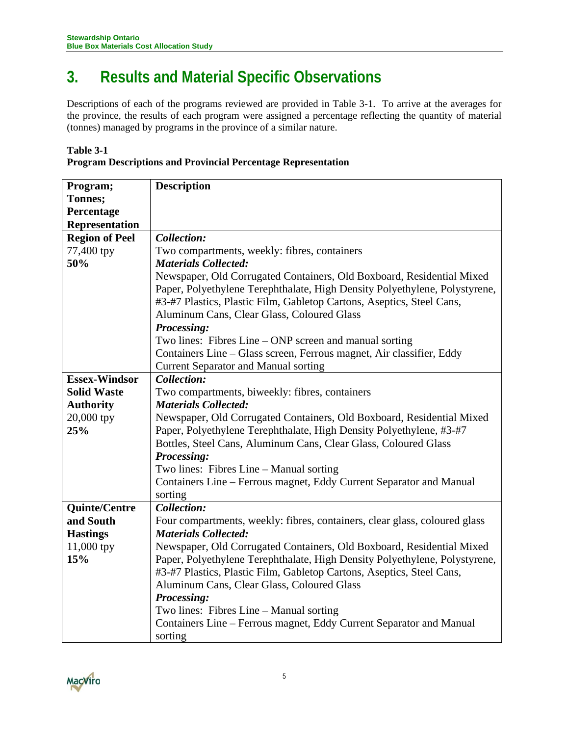# 3. Results and Material Specific Observations

Descriptions of each of the programs reviewed are provided in Table 3-1. To arrive at the averages for the province, the results of each program were assigned a percentage reflecting the quantity of material (tonnes) managed by programs in the province of a similar nature.

**Table 3-1**
**Program Descriptions and Provincial Percentage Representation**

| Program; Tonnes; Percentage Representation | Description |
|---|---|
| **Region of Peel**<br>77,400 tpy<br>**50%** | ***Collection:***<br>Two compartments, weekly: fibres, containers<br>***Materials Collected:***<br>Newspaper, Old Corrugated Containers, Old Boxboard, Residential Mixed Paper, Polyethylene Terephthalate, High Density Polyethylene, Polystyrene, #3-#7 Plastics, Plastic Film, Gabletop Cartons, Aseptics, Steel Cans, Aluminum Cans, Clear Glass, Coloured Glass<br>***Processing:***<br>Two lines: Fibres Line – ONP screen and manual sorting<br>Containers Line – Glass screen, Ferrous magnet, Air classifier, Eddy Current Separator and Manual sorting |
| **Essex-Windsor Solid Waste Authority**<br>20,000 tpy<br>**25%** | ***Collection:***<br>Two compartments, biweekly: fibres, containers<br>***Materials Collected:***<br>Newspaper, Old Corrugated Containers, Old Boxboard, Residential Mixed Paper, Polyethylene Terephthalate, High Density Polyethylene, #3-#7 Bottles, Steel Cans, Aluminum Cans, Clear Glass, Coloured Glass<br>***Processing:***<br>Two lines: Fibres Line – Manual sorting<br>Containers Line – Ferrous magnet, Eddy Current Separator and Manual sorting |
| **Quinte/Centre and South Hastings**<br>11,000 tpy<br>**15%** | ***Collection:***<br>Four compartments, weekly: fibres, containers, clear glass, coloured glass<br>***Materials Collected:***<br>Newspaper, Old Corrugated Containers, Old Boxboard, Residential Mixed Paper, Polyethylene Terephthalate, High Density Polyethylene, Polystyrene, #3-#7 Plastics, Plastic Film, Gabletop Cartons, Aseptics, Steel Cans, Aluminum Cans, Clear Glass, Coloured Glass<br>***Processing:***<br>Two lines: Fibres Line – Manual sorting<br>Containers Line – Ferrous magnet, Eddy Current Separator and Manual sorting |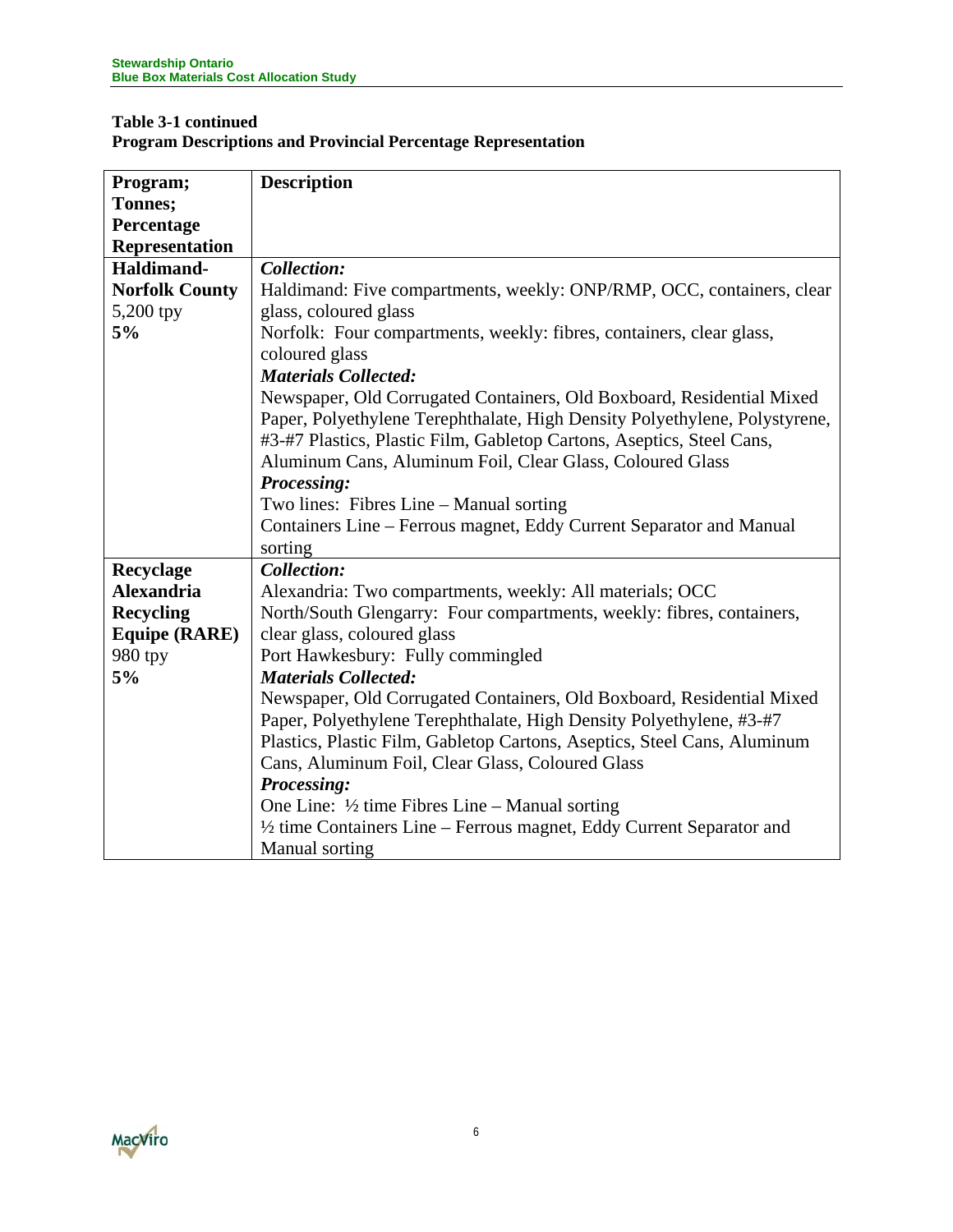**Table 3-1 continued**
**Program Descriptions and Provincial Percentage Representation**

| **Program; Tonnes; Percentage Representation** | **Description** |
|---|---|
| **Haldimand-Norfolk County**<br>5,200 tpy<br>**5%** | ***Collection:***<br>Haldimand: Five compartments, weekly: ONP/RMP, OCC, containers, clear glass, coloured glass<br>Norfolk: Four compartments, weekly: fibres, containers, clear glass, coloured glass<br>***Materials Collected:***<br>Newspaper, Old Corrugated Containers, Old Boxboard, Residential Mixed Paper, Polyethylene Terephthalate, High Density Polyethylene, Polystyrene, #3-#7 Plastics, Plastic Film, Gabletop Cartons, Aseptics, Steel Cans, Aluminum Cans, Aluminum Foil, Clear Glass, Coloured Glass<br>***Processing:***<br>Two lines: Fibres Line – Manual sorting<br>Containers Line – Ferrous magnet, Eddy Current Separator and Manual sorting |
| **Recyclage Alexandria Recycling Equipe (RARE)**<br>980 tpy<br>**5%** | ***Collection:***<br>Alexandria: Two compartments, weekly: All materials; OCC<br>North/South Glengarry: Four compartments, weekly: fibres, containers, clear glass, coloured glass<br>Port Hawkesbury: Fully commingled<br>***Materials Collected:***<br>Newspaper, Old Corrugated Containers, Old Boxboard, Residential Mixed Paper, Polyethylene Terephthalate, High Density Polyethylene, #3-#7 Plastics, Plastic Film, Gabletop Cartons, Aseptics, Steel Cans, Aluminum Cans, Aluminum Foil, Clear Glass, Coloured Glass<br>***Processing:***<br>One Line: ½ time Fibres Line – Manual sorting<br>½ time Containers Line – Ferrous magnet, Eddy Current Separator and Manual sorting |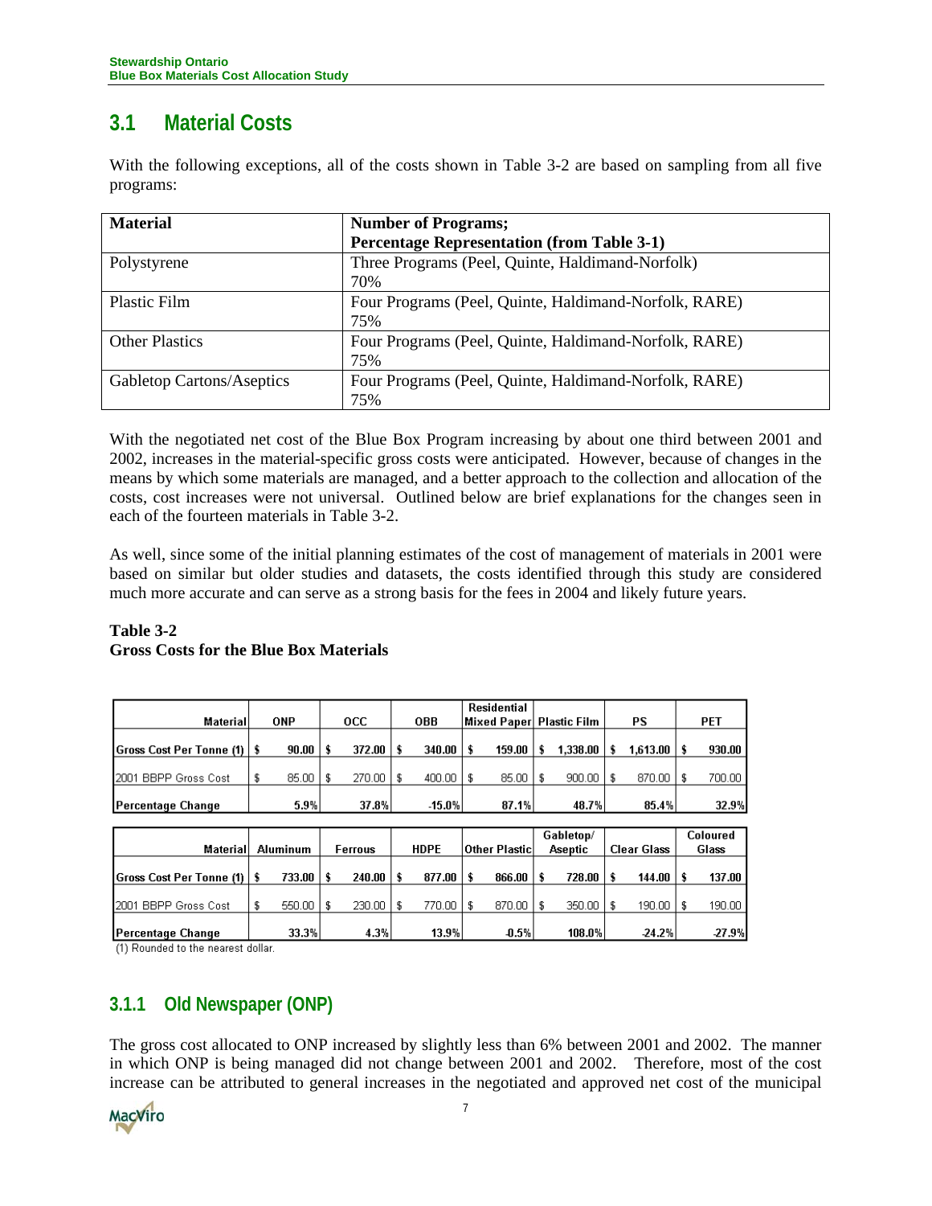## 3.1 Material Costs

With the following exceptions, all of the costs shown in Table 3-2 are based on sampling from all five programs:

| Material | Number of Programs; Percentage Representation (from Table 3-1) |
|---|---|
| Polystyrene | Three Programs (Peel, Quinte, Haldimand-Norfolk) 70% |
| Plastic Film | Four Programs (Peel, Quinte, Haldimand-Norfolk, RARE) 75% |
| Other Plastics | Four Programs (Peel, Quinte, Haldimand-Norfolk, RARE) 75% |
| Gabletop Cartons/Aseptics | Four Programs (Peel, Quinte, Haldimand-Norfolk, RARE) 75% |

With the negotiated net cost of the Blue Box Program increasing by about one third between 2001 and 2002, increases in the material-specific gross costs were anticipated. However, because of changes in the means by which some materials are managed, and a better approach to the collection and allocation of the costs, cost increases were not universal. Outlined below are brief explanations for the changes seen in each of the fourteen materials in Table 3-2.

As well, since some of the initial planning estimates of the cost of management of materials in 2001 were based on similar but older studies and datasets, the costs identified through this study are considered much more accurate and can serve as a strong basis for the fees in 2004 and likely future years.

**Table 3-2**
**Gross Costs for the Blue Box Materials**

| Material | ONP | OCC | OBB | Residential Mixed Paper | Plastic Film | PS | PET |
|---|---|---|---|---|---|---|---|
| **Gross Cost Per Tonne (1)** | **$ 90.00** | **$ 372.00** | **$ 340.00** | **$ 159.00** | **$ 1,338.00** | **$ 1,613.00** | **$ 930.00** |
| 2001 BBPP Gross Cost | $ 85.00 | $ 270.00 | $ 400.00 | $ 85.00 | $ 900.00 | $ 870.00 | $ 700.00 |
| **Percentage Change** | **5.9%** | **37.8%** | **-15.0%** | **87.1%** | **48.7%** | **85.4%** | **32.9%** |

| Material | Aluminum | Ferrous | HDPE | Other Plastic | Gabletop/ Aseptic | Clear Glass | Coloured Glass |
|---|---|---|---|---|---|---|---|
| **Gross Cost Per Tonne (1)** | **$ 733.00** | **$ 240.00** | **$ 877.00** | **$ 866.00** | **$ 728.00** | **$ 144.00** | **$ 137.00** |
| 2001 BBPP Gross Cost | $ 550.00 | $ 230.00 | $ 770.00 | $ 870.00 | $ 350.00 | $ 190.00 | $ 190.00 |
| **Percentage Change** | **33.3%** | **4.3%** | **13.9%** | **-0.5%** | **108.0%** | **-24.2%** | **-27.9%** |

(1) Rounded to the nearest dollar.

### 3.1.1 Old Newspaper (ONP)

The gross cost allocated to ONP increased by slightly less than 6% between 2001 and 2002. The manner in which ONP is being managed did not change between 2001 and 2002. Therefore, most of the cost increase can be attributed to general increases in the negotiated and approved net cost of the municipal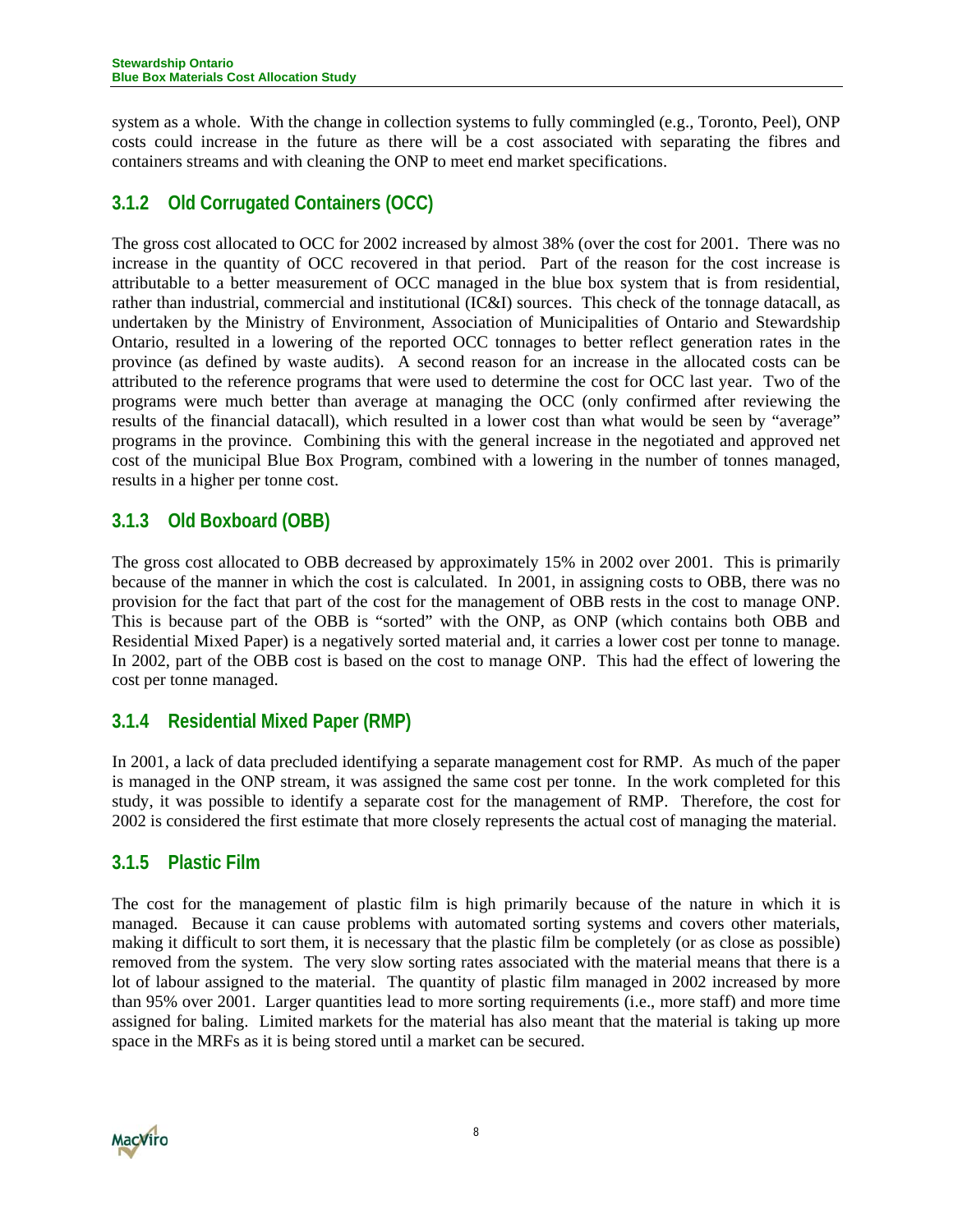system as a whole. With the change in collection systems to fully commingled (e.g., Toronto, Peel), ONP costs could increase in the future as there will be a cost associated with separating the fibres and containers streams and with cleaning the ONP to meet end market specifications.

### 3.1.2 Old Corrugated Containers (OCC)

The gross cost allocated to OCC for 2002 increased by almost 38% (over the cost for 2001. There was no increase in the quantity of OCC recovered in that period. Part of the reason for the cost increase is attributable to a better measurement of OCC managed in the blue box system that is from residential, rather than industrial, commercial and institutional (IC&I) sources. This check of the tonnage datacall, as undertaken by the Ministry of Environment, Association of Municipalities of Ontario and Stewardship Ontario, resulted in a lowering of the reported OCC tonnages to better reflect generation rates in the province (as defined by waste audits). A second reason for an increase in the allocated costs can be attributed to the reference programs that were used to determine the cost for OCC last year. Two of the programs were much better than average at managing the OCC (only confirmed after reviewing the results of the financial datacall), which resulted in a lower cost than what would be seen by "average" programs in the province. Combining this with the general increase in the negotiated and approved net cost of the municipal Blue Box Program, combined with a lowering in the number of tonnes managed, results in a higher per tonne cost.

### 3.1.3 Old Boxboard (OBB)

The gross cost allocated to OBB decreased by approximately 15% in 2002 over 2001. This is primarily because of the manner in which the cost is calculated. In 2001, in assigning costs to OBB, there was no provision for the fact that part of the cost for the management of OBB rests in the cost to manage ONP. This is because part of the OBB is "sorted" with the ONP, as ONP (which contains both OBB and Residential Mixed Paper) is a negatively sorted material and, it carries a lower cost per tonne to manage. In 2002, part of the OBB cost is based on the cost to manage ONP. This had the effect of lowering the cost per tonne managed.

### 3.1.4 Residential Mixed Paper (RMP)

In 2001, a lack of data precluded identifying a separate management cost for RMP. As much of the paper is managed in the ONP stream, it was assigned the same cost per tonne. In the work completed for this study, it was possible to identify a separate cost for the management of RMP. Therefore, the cost for 2002 is considered the first estimate that more closely represents the actual cost of managing the material.

### 3.1.5 Plastic Film

The cost for the management of plastic film is high primarily because of the nature in which it is managed. Because it can cause problems with automated sorting systems and covers other materials, making it difficult to sort them, it is necessary that the plastic film be completely (or as close as possible) removed from the system. The very slow sorting rates associated with the material means that there is a lot of labour assigned to the material. The quantity of plastic film managed in 2002 increased by more than 95% over 2001. Larger quantities lead to more sorting requirements (i.e., more staff) and more time assigned for baling. Limited markets for the material has also meant that the material is taking up more space in the MRFs as it is being stored until a market can be secured.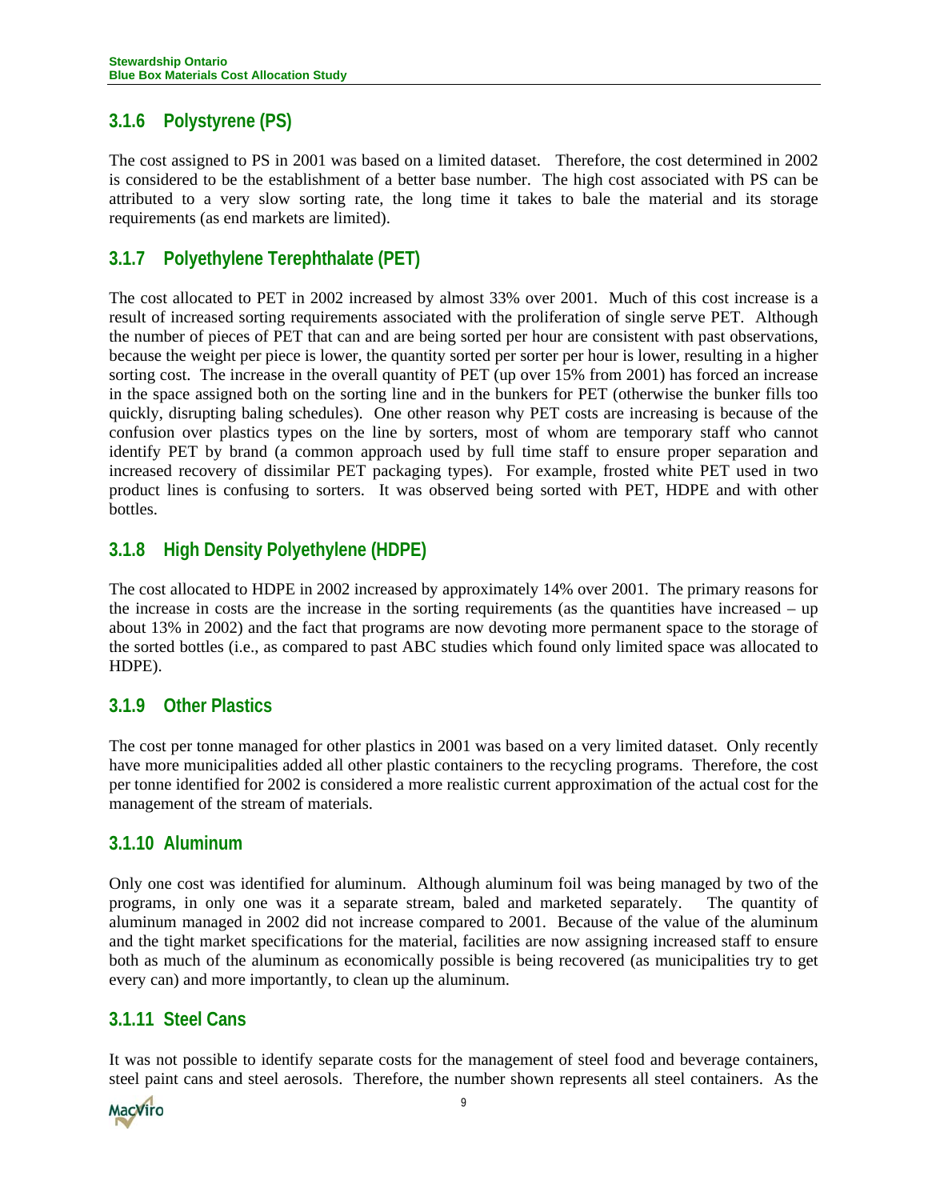### 3.1.6 Polystyrene (PS)

The cost assigned to PS in 2001 was based on a limited dataset. Therefore, the cost determined in 2002 is considered to be the establishment of a better base number. The high cost associated with PS can be attributed to a very slow sorting rate, the long time it takes to bale the material and its storage requirements (as end markets are limited).

### 3.1.7 Polyethylene Terephthalate (PET)

The cost allocated to PET in 2002 increased by almost 33% over 2001. Much of this cost increase is a result of increased sorting requirements associated with the proliferation of single serve PET. Although the number of pieces of PET that can and are being sorted per hour are consistent with past observations, because the weight per piece is lower, the quantity sorted per sorter per hour is lower, resulting in a higher sorting cost. The increase in the overall quantity of PET (up over 15% from 2001) has forced an increase in the space assigned both on the sorting line and in the bunkers for PET (otherwise the bunker fills too quickly, disrupting baling schedules). One other reason why PET costs are increasing is because of the confusion over plastics types on the line by sorters, most of whom are temporary staff who cannot identify PET by brand (a common approach used by full time staff to ensure proper separation and increased recovery of dissimilar PET packaging types). For example, frosted white PET used in two product lines is confusing to sorters. It was observed being sorted with PET, HDPE and with other bottles.

### 3.1.8 High Density Polyethylene (HDPE)

The cost allocated to HDPE in 2002 increased by approximately 14% over 2001. The primary reasons for the increase in costs are the increase in the sorting requirements (as the quantities have increased – up about 13% in 2002) and the fact that programs are now devoting more permanent space to the storage of the sorted bottles (i.e., as compared to past ABC studies which found only limited space was allocated to HDPE).

### 3.1.9 Other Plastics

The cost per tonne managed for other plastics in 2001 was based on a very limited dataset. Only recently have more municipalities added all other plastic containers to the recycling programs. Therefore, the cost per tonne identified for 2002 is considered a more realistic current approximation of the actual cost for the management of the stream of materials.

### 3.1.10 Aluminum

Only one cost was identified for aluminum. Although aluminum foil was being managed by two of the programs, in only one was it a separate stream, baled and marketed separately. The quantity of aluminum managed in 2002 did not increase compared to 2001. Because of the value of the aluminum and the tight market specifications for the material, facilities are now assigning increased staff to ensure both as much of the aluminum as economically possible is being recovered (as municipalities try to get every can) and more importantly, to clean up the aluminum.

### 3.1.11 Steel Cans

It was not possible to identify separate costs for the management of steel food and beverage containers, steel paint cans and steel aerosols. Therefore, the number shown represents all steel containers. As the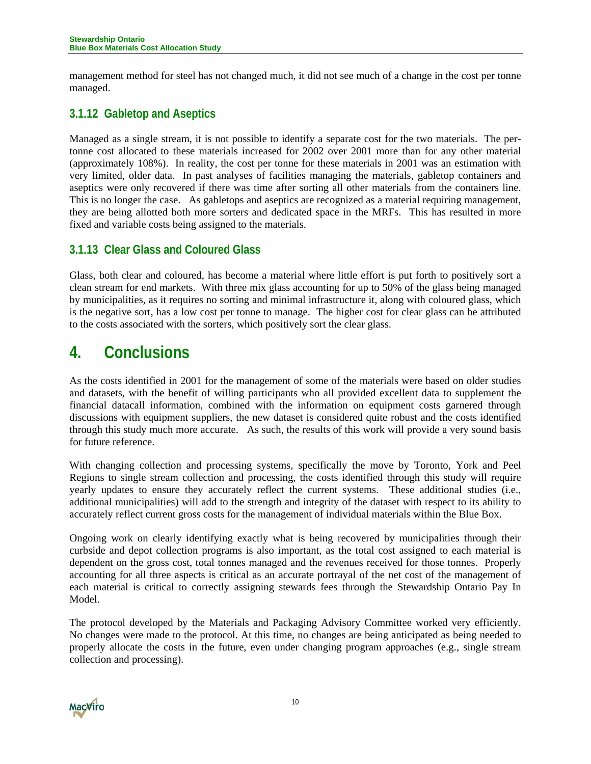management method for steel has not changed much, it did not see much of a change in the cost per tonne managed.

### 3.1.12 Gabletop and Aseptics

Managed as a single stream, it is not possible to identify a separate cost for the two materials. The per-tonne cost allocated to these materials increased for 2002 over 2001 more than for any other material (approximately 108%). In reality, the cost per tonne for these materials in 2001 was an estimation with very limited, older data. In past analyses of facilities managing the materials, gabletop containers and aseptics were only recovered if there was time after sorting all other materials from the containers line. This is no longer the case. As gabletops and aseptics are recognized as a material requiring management, they are being allotted both more sorters and dedicated space in the MRFs. This has resulted in more fixed and variable costs being assigned to the materials.

### 3.1.13 Clear Glass and Coloured Glass

Glass, both clear and coloured, has become a material where little effort is put forth to positively sort a clean stream for end markets. With three mix glass accounting for up to 50% of the glass being managed by municipalities, as it requires no sorting and minimal infrastructure it, along with coloured glass, which is the negative sort, has a low cost per tonne to manage. The higher cost for clear glass can be attributed to the costs associated with the sorters, which positively sort the clear glass.

# 4. Conclusions

As the costs identified in 2001 for the management of some of the materials were based on older studies and datasets, with the benefit of willing participants who all provided excellent data to supplement the financial datacall information, combined with the information on equipment costs garnered through discussions with equipment suppliers, the new dataset is considered quite robust and the costs identified through this study much more accurate. As such, the results of this work will provide a very sound basis for future reference.

With changing collection and processing systems, specifically the move by Toronto, York and Peel Regions to single stream collection and processing, the costs identified through this study will require yearly updates to ensure they accurately reflect the current systems. These additional studies (i.e., additional municipalities) will add to the strength and integrity of the dataset with respect to its ability to accurately reflect current gross costs for the management of individual materials within the Blue Box.

Ongoing work on clearly identifying exactly what is being recovered by municipalities through their curbside and depot collection programs is also important, as the total cost assigned to each material is dependent on the gross cost, total tonnes managed and the revenues received for those tonnes. Properly accounting for all three aspects is critical as an accurate portrayal of the net cost of the management of each material is critical to correctly assigning stewards fees through the Stewardship Ontario Pay In Model.

The protocol developed by the Materials and Packaging Advisory Committee worked very efficiently. No changes were made to the protocol. At this time, no changes are being anticipated as being needed to properly allocate the costs in the future, even under changing program approaches (e.g., single stream collection and processing).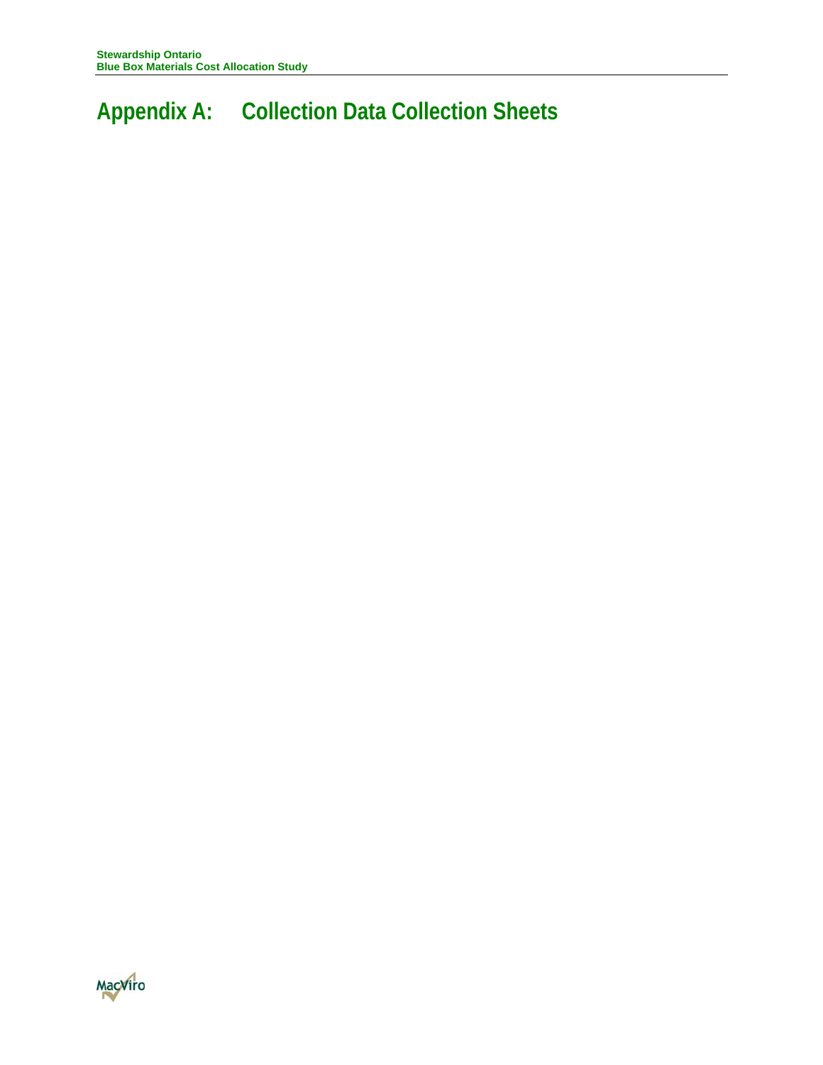# Appendix A: Collection Data Collection Sheets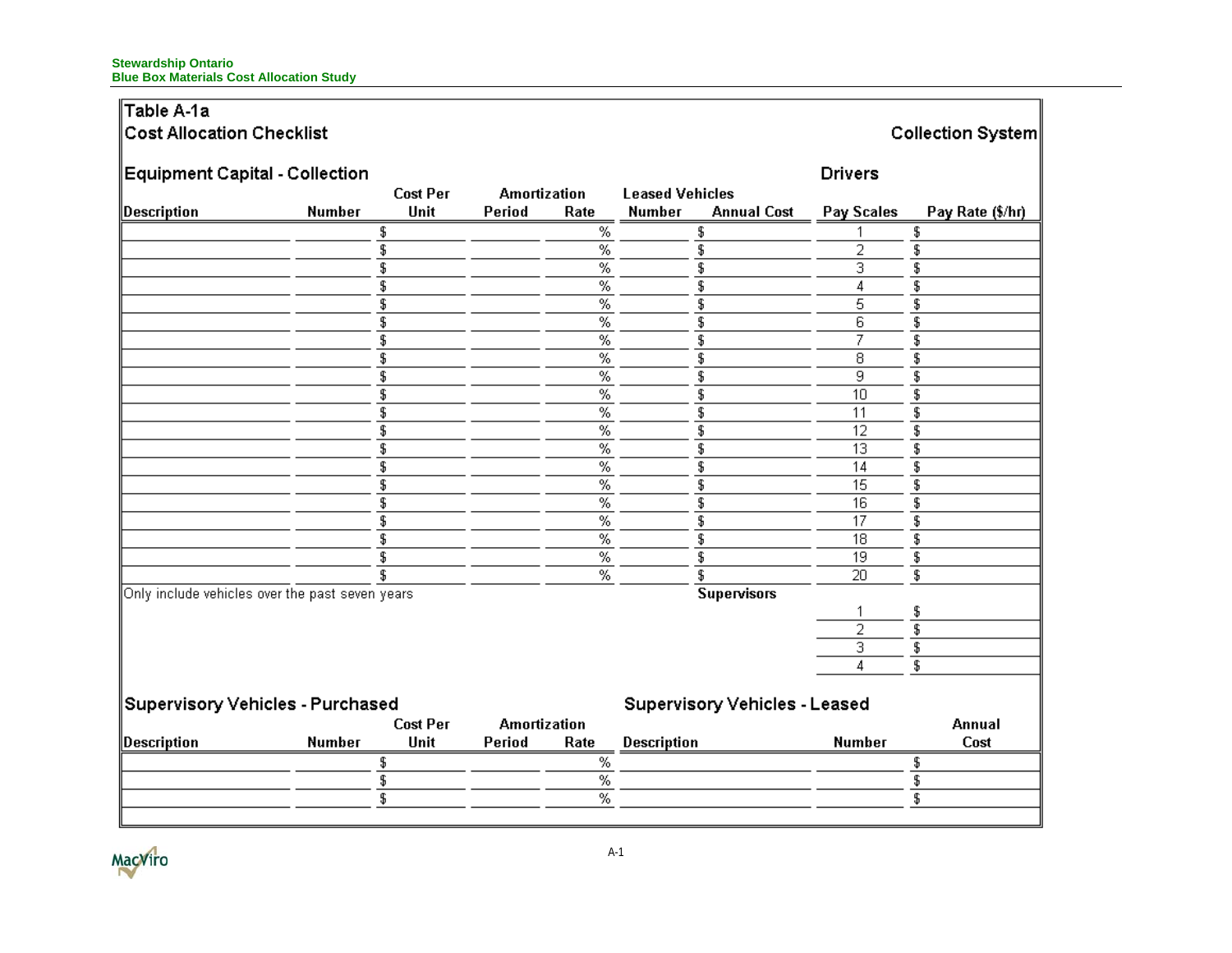## Table A-1a

## Cost Allocation Checklist

**Collection System**

### Equipment Capital - Collection

| Description | Number | Cost Per Unit | Amortization Period | Amortization Rate | Leased Vehicles Number | Leased Vehicles Annual Cost |
|---|---|---|---|---|---|---|
| | | $ | | % | | $ |
| | | $ | | % | | $ |
| | | $ | | % | | $ |
| | | $ | | % | | $ |
| | | $ | | % | | $ |
| | | $ | | % | | $ |
| | | $ | | % | | $ |
| | | $ | | % | | $ |
| | | $ | | % | | $ |
| | | $ | | % | | $ |
| | | $ | | % | | $ |
| | | $ | | % | | $ |
| | | $ | | % | | $ |
| | | $ | | % | | $ |
| | | $ | | % | | $ |
| | | $ | | % | | $ |
| | | $ | | % | | $ |
| | | $ | | % | | $ |
| | | $ | | % | | $ |
| | | $ | | % | | $ |

Only include vehicles over the past seven years

### Drivers

| Pay Scales | Pay Rate ($/hr) |
|---|---|
| 1 | $ |
| 2 | $ |
| 3 | $ |
| 4 | $ |
| 5 | $ |
| 6 | $ |
| 7 | $ |
| 8 | $ |
| 9 | $ |
| 10 | $ |
| 11 | $ |
| 12 | $ |
| 13 | $ |
| 14 | $ |
| 15 | $ |
| 16 | $ |
| 17 | $ |
| 18 | $ |
| 19 | $ |
| 20 | $ |

### Supervisors

| Pay Scales | Pay Rate ($/hr) |
|---|---|
| 1 | $ |
| 2 | $ |
| 3 | $ |
| 4 | $ |

### Supervisory Vehicles - Purchased

| Description | Number | Cost Per Unit | Amortization Period | Amortization Rate |
|---|---|---|---|---|
| | | $ | | % |
| | | $ | | % |
| | | $ | | % |

### Supervisory Vehicles - Leased

| Description | Number | Annual Cost |
|---|---|---|
| | | $ |
| | | $ |
| | | $ |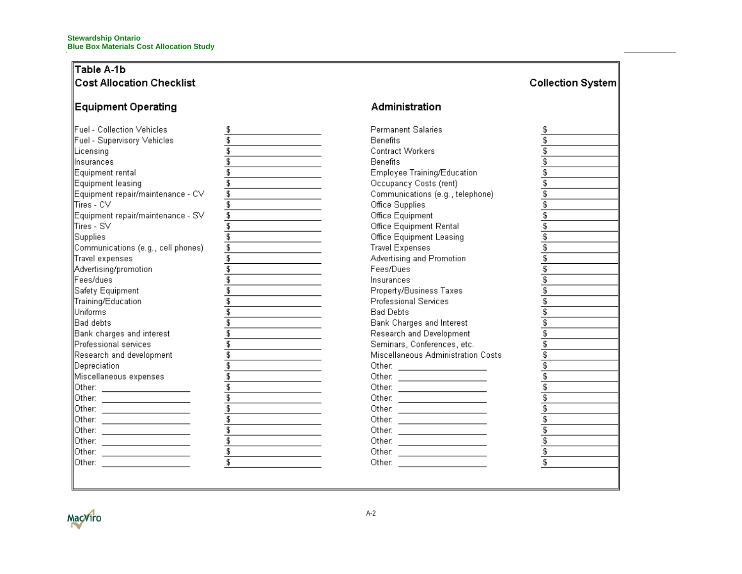**Table A-1b**

**Cost Allocation Checklist** — **Collection System**

| Equipment Operating | | Administration | |
|---|---|---|---|
| Fuel - Collection Vehicles | $ | Permanent Salaries | $ |
| Fuel - Supervisory Vehicles | $ | Benefits | $ |
| Licensing | $ | Contract Workers | $ |
| Insurances | $ | Benefits | $ |
| Equipment rental | $ | Employee Training/Education | $ |
| Equipment leasing | $ | Occupancy Costs (rent) | $ |
| Equipment repair/maintenance - CV | $ | Communications (e.g., telephone) | $ |
| Tires - CV | $ | Office Supplies | $ |
| Equipment repair/maintenance - SV | $ | Office Equipment | $ |
| Tires - SV | $ | Office Equipment Rental | $ |
| Supplies | $ | Office Equipment Leasing | $ |
| Communications (e.g., cell phones) | $ | Travel Expenses | $ |
| Travel expenses | $ | Advertising and Promotion | $ |
| Advertising/promotion | $ | Fees/Dues | $ |
| Fees/dues | $ | Insurances | $ |
| Safety Equipment | $ | Property/Business Taxes | $ |
| Training/Education | $ | Professional Services | $ |
| Uniforms | $ | Bad Debts | $ |
| Bad debts | $ | Bank Charges and Interest | $ |
| Bank charges and interest | $ | Research and Development | $ |
| Professional services | $ | Seminars, Conferences, etc. | $ |
| Research and development | $ | Miscellaneous Administration Costs | $ |
| Depreciation | $ | Other: ____________ | $ |
| Miscellaneous expenses | $ | Other: ____________ | $ |
| Other: ____________ | $ | Other: ____________ | $ |
| Other: ____________ | $ | Other: ____________ | $ |
| Other: ____________ | $ | Other: ____________ | $ |
| Other: ____________ | $ | Other: ____________ | $ |
| Other: ____________ | $ | Other: ____________ | $ |
| Other: ____________ | $ | Other: ____________ | $ |
| Other: ____________ | $ | Other: ____________ | $ |
| Other: ____________ | $ | Other: ____________ | $ |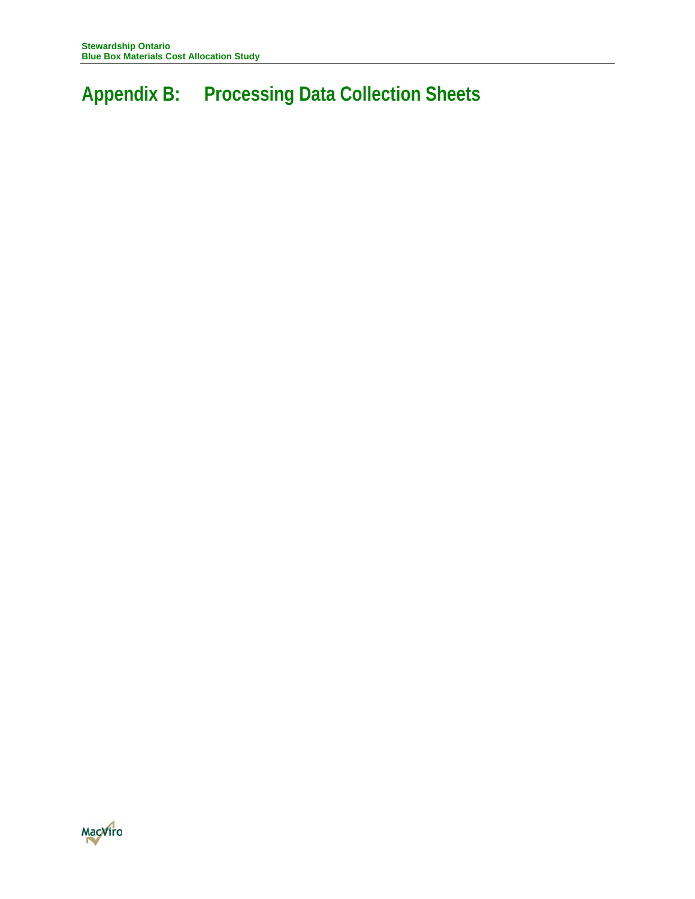# Appendix B: Processing Data Collection Sheets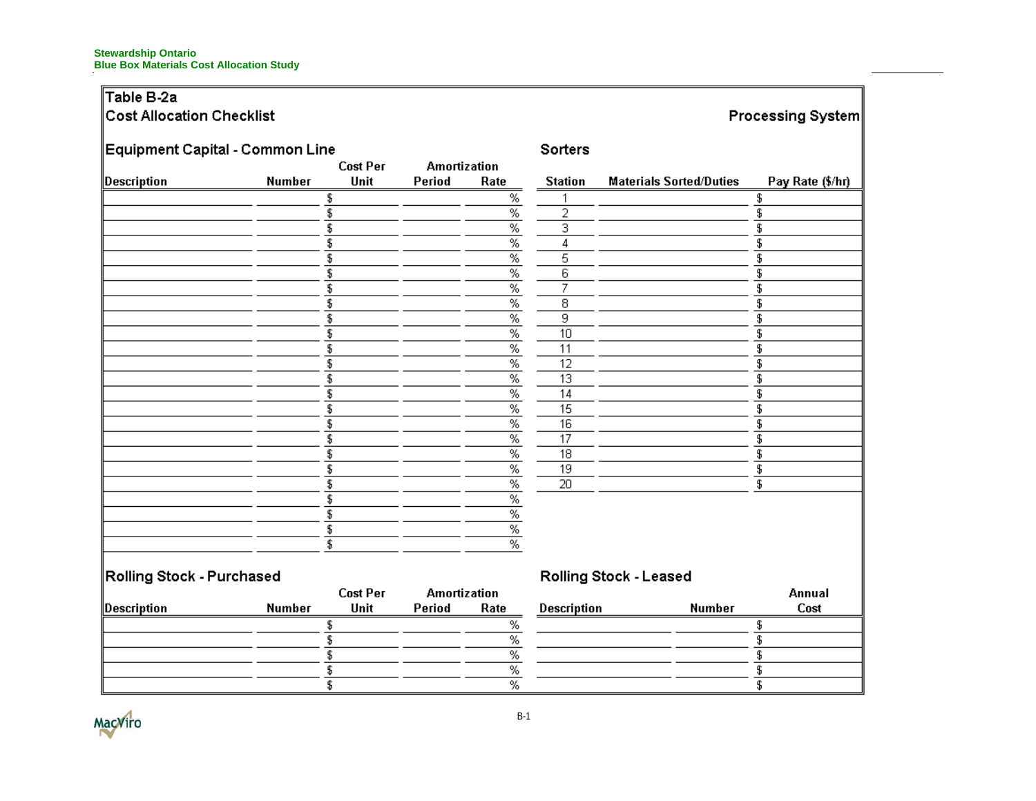## Table B-2a
## Cost Allocation Checklist

**Processing System**

### Equipment Capital - Common Line

| Description | Number | Cost Per Unit | Amortization Period | Amortization Rate |
|---|---|---|---|---|
| | | $ | | % |
| | | $ | | % |
| | | $ | | % |
| | | $ | | % |
| | | $ | | % |
| | | $ | | % |
| | | $ | | % |
| | | $ | | % |
| | | $ | | % |
| | | $ | | % |
| | | $ | | % |
| | | $ | | % |
| | | $ | | % |
| | | $ | | % |
| | | $ | | % |
| | | $ | | % |
| | | $ | | % |
| | | $ | | % |
| | | $ | | % |
| | | $ | | % |
| | | $ | | % |
| | | $ | | % |
| | | $ | | % |
| | | $ | | % |

### Sorters

| Station | Materials Sorted/Duties | Pay Rate ($/hr) |
|---|---|---|
| 1 | | $ |
| 2 | | $ |
| 3 | | $ |
| 4 | | $ |
| 5 | | $ |
| 6 | | $ |
| 7 | | $ |
| 8 | | $ |
| 9 | | $ |
| 10 | | $ |
| 11 | | $ |
| 12 | | $ |
| 13 | | $ |
| 14 | | $ |
| 15 | | $ |
| 16 | | $ |
| 17 | | $ |
| 18 | | $ |
| 19 | | $ |
| 20 | | $ |

### Rolling Stock - Purchased

| Description | Number | Cost Per Unit | Amortization Period | Amortization Rate |
|---|---|---|---|---|
| | | $ | | % |
| | | $ | | % |
| | | $ | | % |
| | | $ | | % |
| | | $ | | % |

### Rolling Stock - Leased

| Description | Number | Annual Cost |
|---|---|---|
| | | $ |
| | | $ |
| | | $ |
| | | $ |
| | | $ |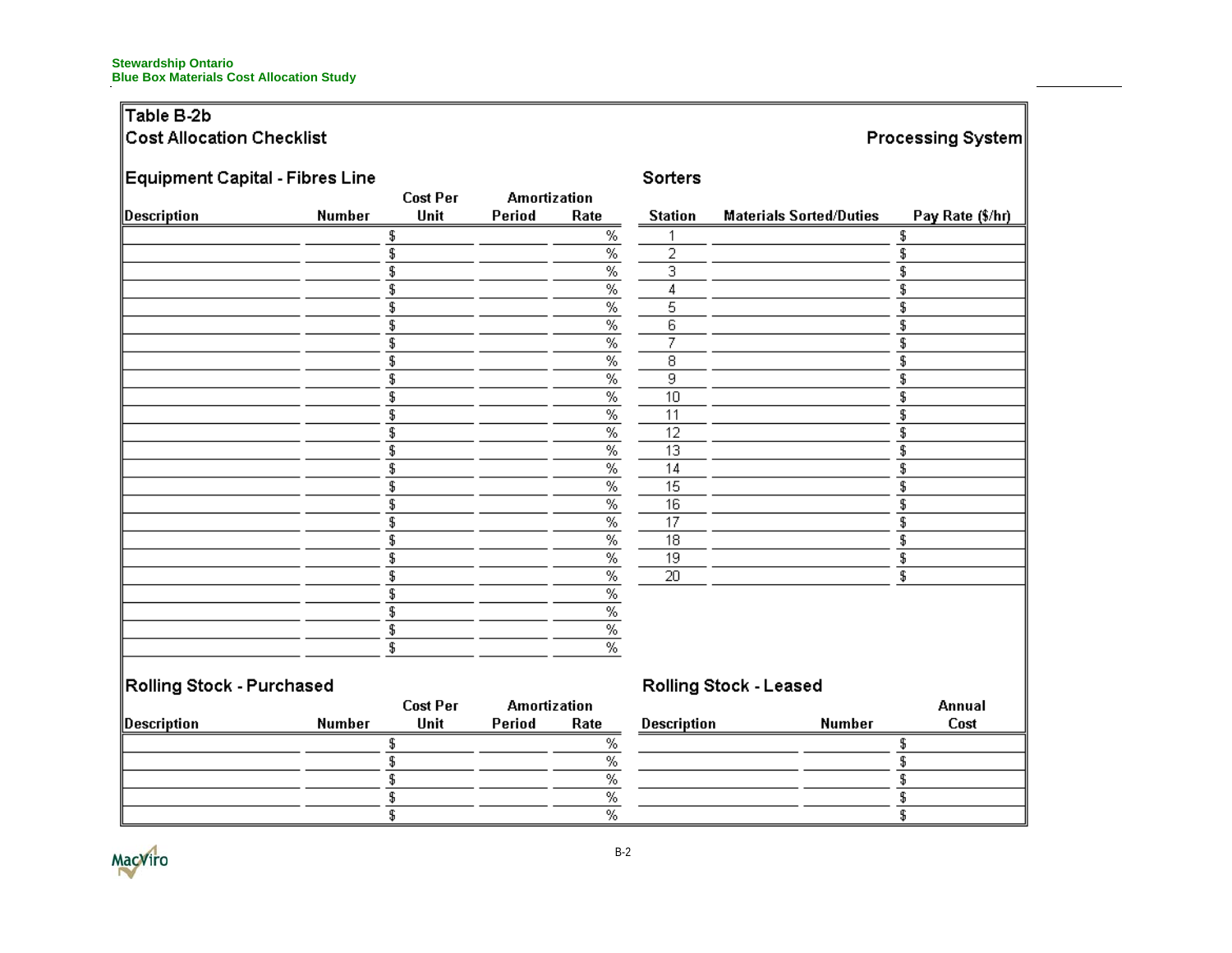## Table B-2b
## Cost Allocation Checklist

**Processing System**

### Equipment Capital - Fibres Line

| Description | Number | Cost Per Unit | Amortization Period | Amortization Rate |
|---|---|---|---|---|
| | | $ | | % |
| | | $ | | % |
| | | $ | | % |
| | | $ | | % |
| | | $ | | % |
| | | $ | | % |
| | | $ | | % |
| | | $ | | % |
| | | $ | | % |
| | | $ | | % |
| | | $ | | % |
| | | $ | | % |
| | | $ | | % |
| | | $ | | % |
| | | $ | | % |
| | | $ | | % |
| | | $ | | % |
| | | $ | | % |
| | | $ | | % |
| | | $ | | % |
| | | $ | | % |
| | | $ | | % |
| | | $ | | % |
| | | $ | | % |

### Sorters

| Station | Materials Sorted/Duties | Pay Rate ($/hr) |
|---|---|---|
| 1 | | $ |
| 2 | | $ |
| 3 | | $ |
| 4 | | $ |
| 5 | | $ |
| 6 | | $ |
| 7 | | $ |
| 8 | | $ |
| 9 | | $ |
| 10 | | $ |
| 11 | | $ |
| 12 | | $ |
| 13 | | $ |
| 14 | | $ |
| 15 | | $ |
| 16 | | $ |
| 17 | | $ |
| 18 | | $ |
| 19 | | $ |
| 20 | | $ |

### Rolling Stock - Purchased

| Description | Number | Cost Per Unit | Amortization Period | Amortization Rate |
|---|---|---|---|---|
| | | $ | | % |
| | | $ | | % |
| | | $ | | % |
| | | $ | | % |
| | | $ | | % |

### Rolling Stock - Leased

| Description | Number | Annual Cost |
|---|---|---|
| | | $ |
| | | $ |
| | | $ |
| | | $ |
| | | $ |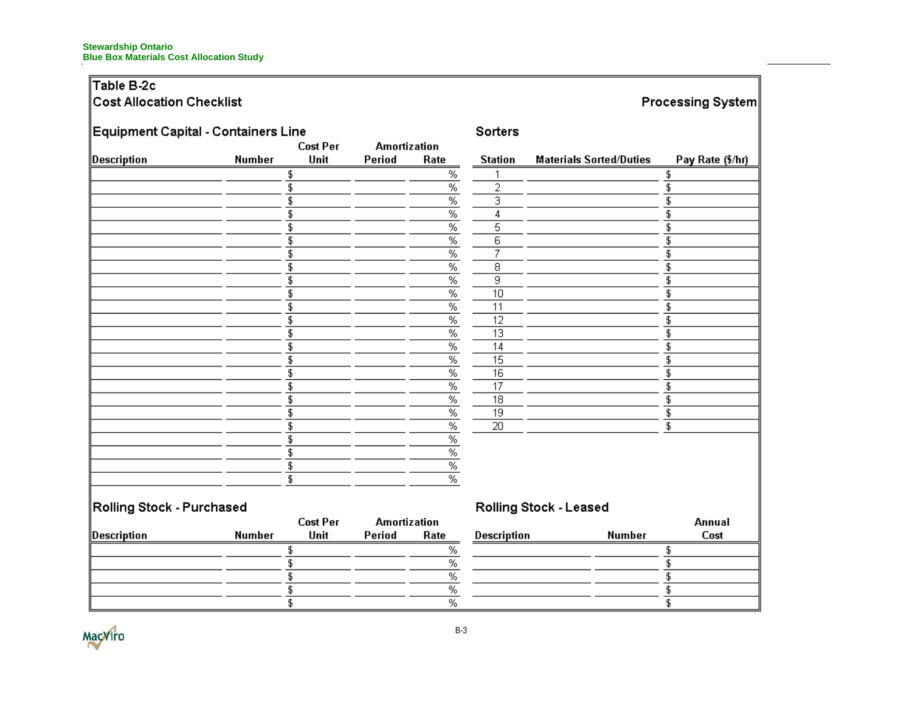## Table B-2c
## Cost Allocation Checklist

**Processing System**

### Equipment Capital - Containers Line

| Description | Number | Cost Per Unit | Amortization Period | Amortization Rate |
|---|---|---|---|---|
| | | $ | | % |
| | | $ | | % |
| | | $ | | % |
| | | $ | | % |
| | | $ | | % |
| | | $ | | % |
| | | $ | | % |
| | | $ | | % |
| | | $ | | % |
| | | $ | | % |
| | | $ | | % |
| | | $ | | % |
| | | $ | | % |
| | | $ | | % |
| | | $ | | % |
| | | $ | | % |
| | | $ | | % |
| | | $ | | % |
| | | $ | | % |
| | | $ | | % |
| | | $ | | % |
| | | $ | | % |
| | | $ | | % |
| | | $ | | % |

### Sorters

| Station | Materials Sorted/Duties | Pay Rate ($/hr) |
|---|---|---|
| 1 | | $ |
| 2 | | $ |
| 3 | | $ |
| 4 | | $ |
| 5 | | $ |
| 6 | | $ |
| 7 | | $ |
| 8 | | $ |
| 9 | | $ |
| 10 | | $ |
| 11 | | $ |
| 12 | | $ |
| 13 | | $ |
| 14 | | $ |
| 15 | | $ |
| 16 | | $ |
| 17 | | $ |
| 18 | | $ |
| 19 | | $ |
| 20 | | $ |

### Rolling Stock - Purchased

| Description | Number | Cost Per Unit | Amortization Period | Amortization Rate |
|---|---|---|---|---|
| | | $ | | % |
| | | $ | | % |
| | | $ | | % |
| | | $ | | % |
| | | $ | | % |

### Rolling Stock - Leased

| Description | Number | Annual Cost |
|---|---|---|
| | | $ |
| | | $ |
| | | $ |
| | | $ |
| | | $ |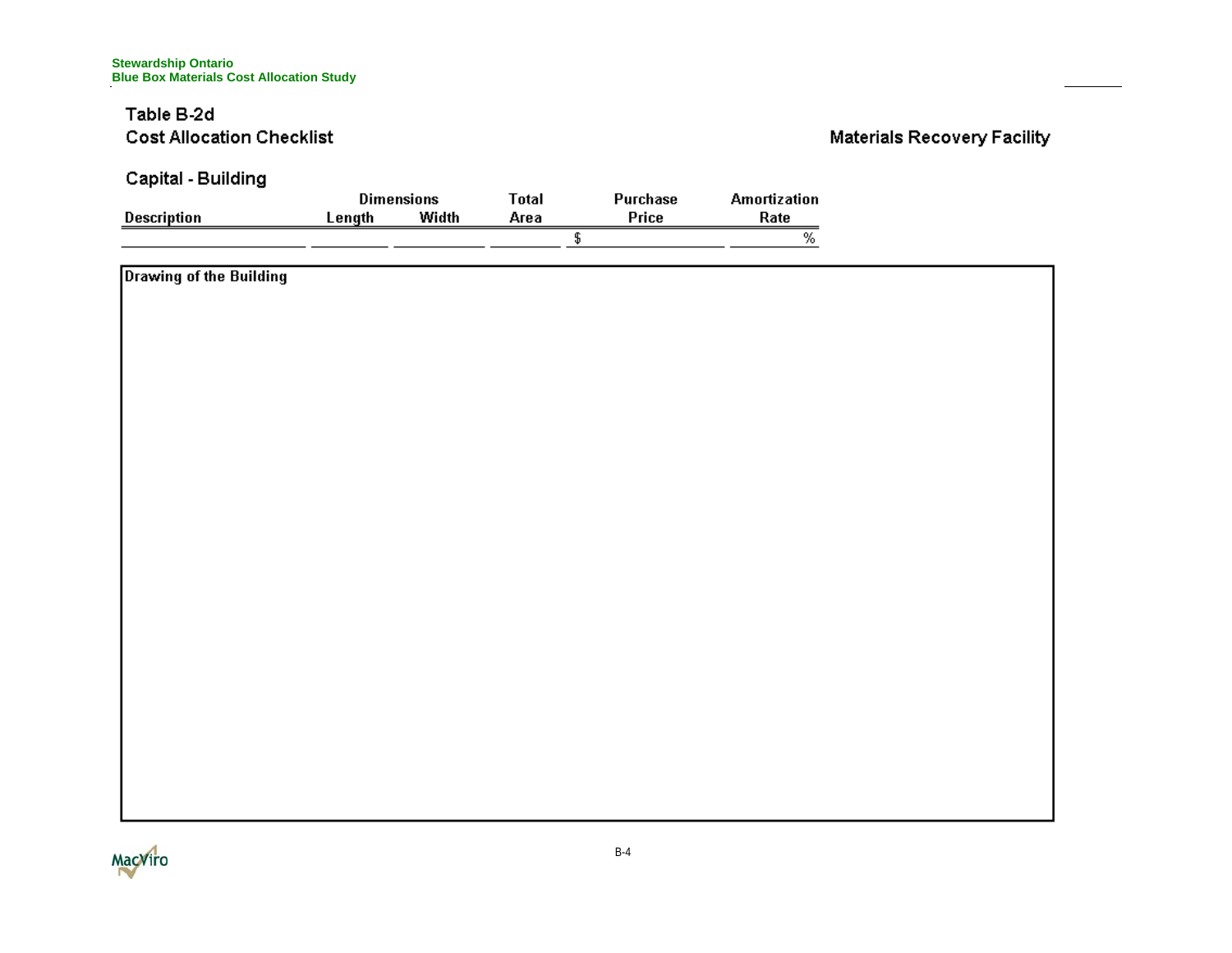## Table B-2d

## Cost Allocation Checklist

Materials Recovery Facility

### Capital - Building

| Description | Dimensions | | Total | Purchase | Amortization |
|---|---|---|---|---|---|
| | Length | Width | Area | Price | Rate |
| | | | | $ | % |

**Drawing of the Building**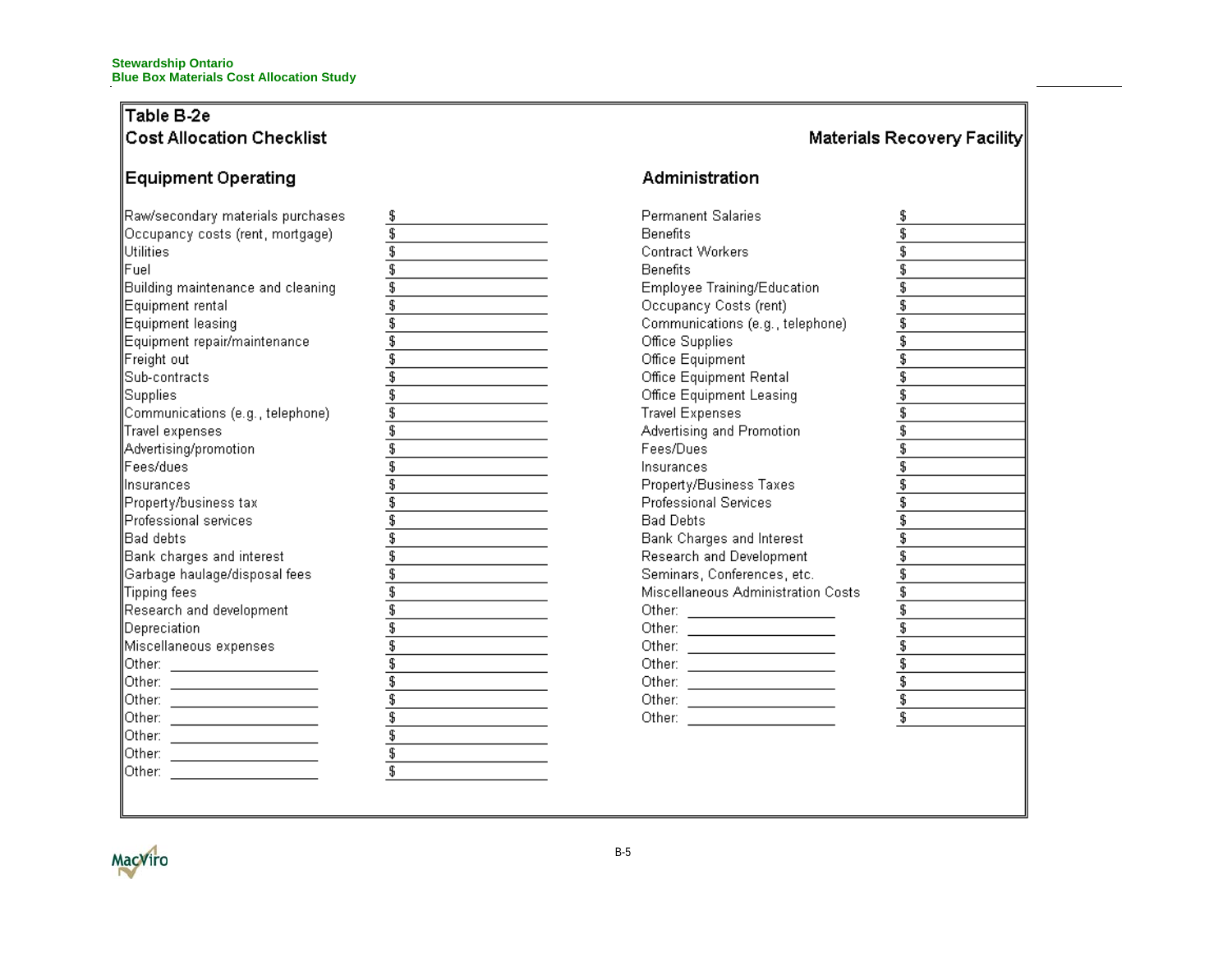## Table B-2e
## Cost Allocation Checklist

**Materials Recovery Facility**

### Equipment Operating

| Item | Amount |
|---|---|
| Raw/secondary materials purchases | $ |
| Occupancy costs (rent, mortgage) | $ |
| Utilities | $ |
| Fuel | $ |
| Building maintenance and cleaning | $ |
| Equipment rental | $ |
| Equipment leasing | $ |
| Equipment repair/maintenance | $ |
| Freight out | $ |
| Sub-contracts | $ |
| Supplies | $ |
| Communications (e.g., telephone) | $ |
| Travel expenses | $ |
| Advertising/promotion | $ |
| Fees/dues | $ |
| Insurances | $ |
| Property/business tax | $ |
| Professional services | $ |
| Bad debts | $ |
| Bank charges and interest | $ |
| Garbage haulage/disposal fees | $ |
| Tipping fees | $ |
| Research and development | $ |
| Depreciation | $ |
| Miscellaneous expenses | $ |
| Other: ____________ | $ |
| Other: ____________ | $ |
| Other: ____________ | $ |
| Other: ____________ | $ |
| Other: ____________ | $ |
| Other: ____________ | $ |
| Other: ____________ | $ |

### Administration

| Item | Amount |
|---|---|
| Permanent Salaries | $ |
| Benefits | $ |
| Contract Workers | $ |
| Benefits | $ |
| Employee Training/Education | $ |
| Occupancy Costs (rent) | $ |
| Communications (e.g., telephone) | $ |
| Office Supplies | $ |
| Office Equipment | $ |
| Office Equipment Rental | $ |
| Office Equipment Leasing | $ |
| Travel Expenses | $ |
| Advertising and Promotion | $ |
| Fees/Dues | $ |
| Insurances | $ |
| Property/Business Taxes | $ |
| Professional Services | $ |
| Bad Debts | $ |
| Bank Charges and Interest | $ |
| Research and Development | $ |
| Seminars, Conferences, etc. | $ |
| Miscellaneous Administration Costs | $ |
| Other: ____________ | $ |
| Other: ____________ | $ |
| Other: ____________ | $ |
| Other: ____________ | $ |
| Other: ____________ | $ |
| Other: ____________ | $ |
| Other: ____________ | $ |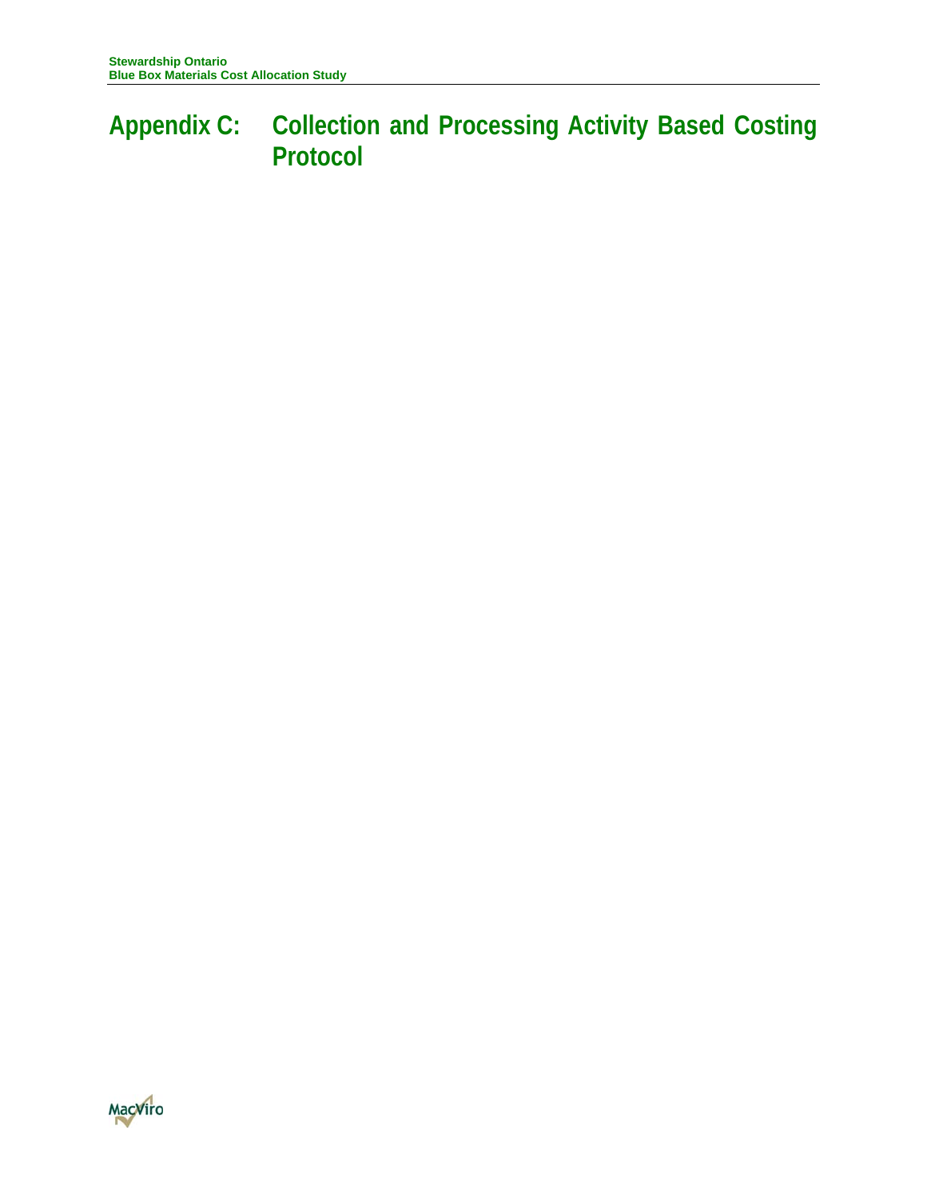# Appendix C: Collection and Processing Activity Based Costing Protocol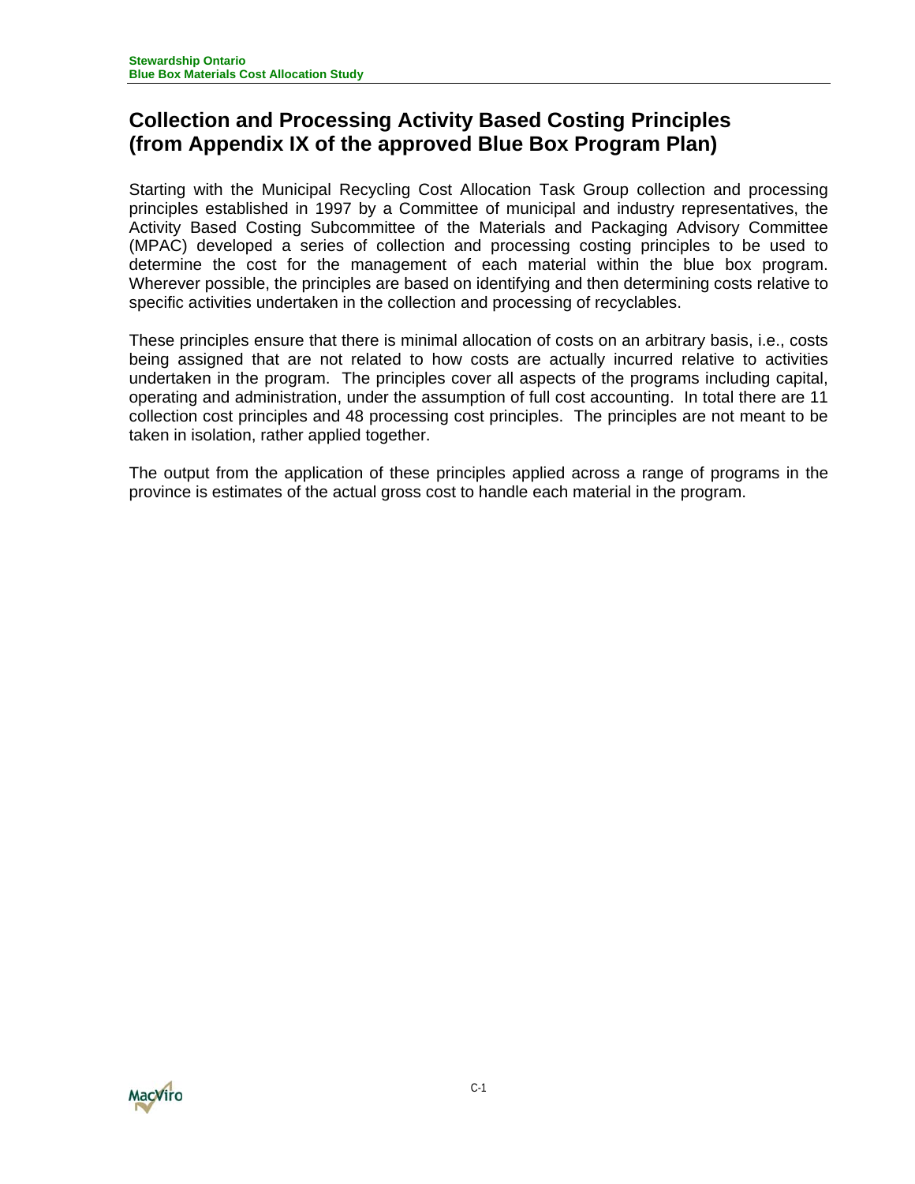# Collection and Processing Activity Based Costing Principles (from Appendix IX of the approved Blue Box Program Plan)

Starting with the Municipal Recycling Cost Allocation Task Group collection and processing principles established in 1997 by a Committee of municipal and industry representatives, the Activity Based Costing Subcommittee of the Materials and Packaging Advisory Committee (MPAC) developed a series of collection and processing costing principles to be used to determine the cost for the management of each material within the blue box program. Wherever possible, the principles are based on identifying and then determining costs relative to specific activities undertaken in the collection and processing of recyclables.

These principles ensure that there is minimal allocation of costs on an arbitrary basis, i.e., costs being assigned that are not related to how costs are actually incurred relative to activities undertaken in the program. The principles cover all aspects of the programs including capital, operating and administration, under the assumption of full cost accounting. In total there are 11 collection cost principles and 48 processing cost principles. The principles are not meant to be taken in isolation, rather applied together.

The output from the application of these principles applied across a range of programs in the province is estimates of the actual gross cost to handle each material in the program.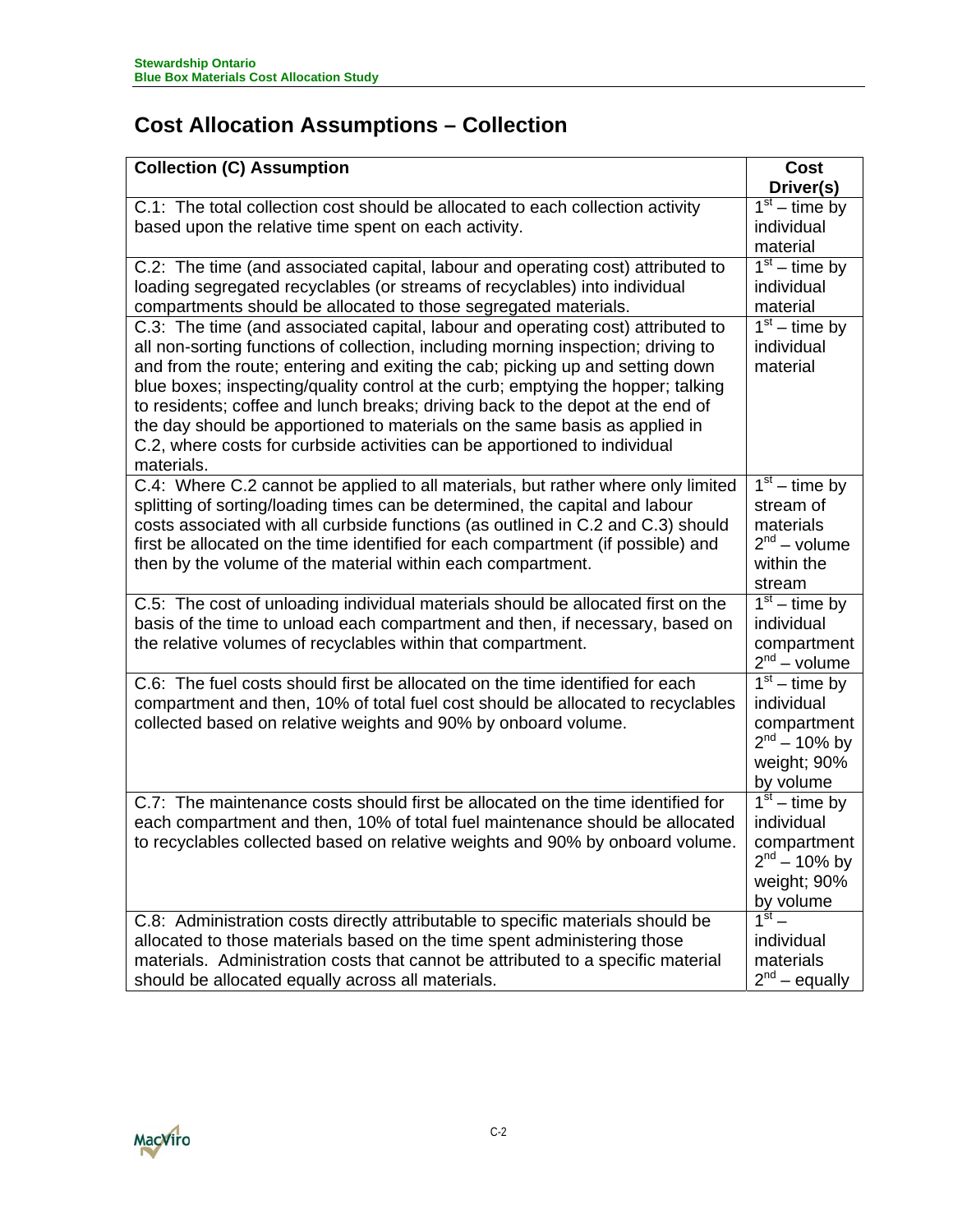# Cost Allocation Assumptions – Collection

| Collection (C) Assumption | Cost Driver(s) |
|---|---|
| C.1: The total collection cost should be allocated to each collection activity based upon the relative time spent on each activity. | 1st – time by individual material |
| C.2: The time (and associated capital, labour and operating cost) attributed to loading segregated recyclables (or streams of recyclables) into individual compartments should be allocated to those segregated materials. | 1st – time by individual material |
| C.3: The time (and associated capital, labour and operating cost) attributed to all non-sorting functions of collection, including morning inspection; driving to and from the route; entering and exiting the cab; picking up and setting down blue boxes; inspecting/quality control at the curb; emptying the hopper; talking to residents; coffee and lunch breaks; driving back to the depot at the end of the day should be apportioned to materials on the same basis as applied in C.2, where costs for curbside activities can be apportioned to individual materials. | 1st – time by individual material |
| C.4: Where C.2 cannot be applied to all materials, but rather where only limited splitting of sorting/loading times can be determined, the capital and labour costs associated with all curbside functions (as outlined in C.2 and C.3) should first be allocated on the time identified for each compartment (if possible) and then by the volume of the material within each compartment. | 1st – time by stream of materials 2nd – volume within the stream |
| C.5: The cost of unloading individual materials should be allocated first on the basis of the time to unload each compartment and then, if necessary, based on the relative volumes of recyclables within that compartment. | 1st – time by individual compartment 2nd – volume |
| C.6: The fuel costs should first be allocated on the time identified for each compartment and then, 10% of total fuel cost should be allocated to recyclables collected based on relative weights and 90% by onboard volume. | 1st – time by individual compartment 2nd – 10% by weight; 90% by volume |
| C.7: The maintenance costs should first be allocated on the time identified for each compartment and then, 10% of total fuel maintenance should be allocated to recyclables collected based on relative weights and 90% by onboard volume. | 1st – time by individual compartment 2nd – 10% by weight; 90% by volume |
| C.8: Administration costs directly attributable to specific materials should be allocated to those materials based on the time spent administering those materials. Administration costs that cannot be attributed to a specific material should be allocated equally across all materials. | 1st – individual materials 2nd – equally |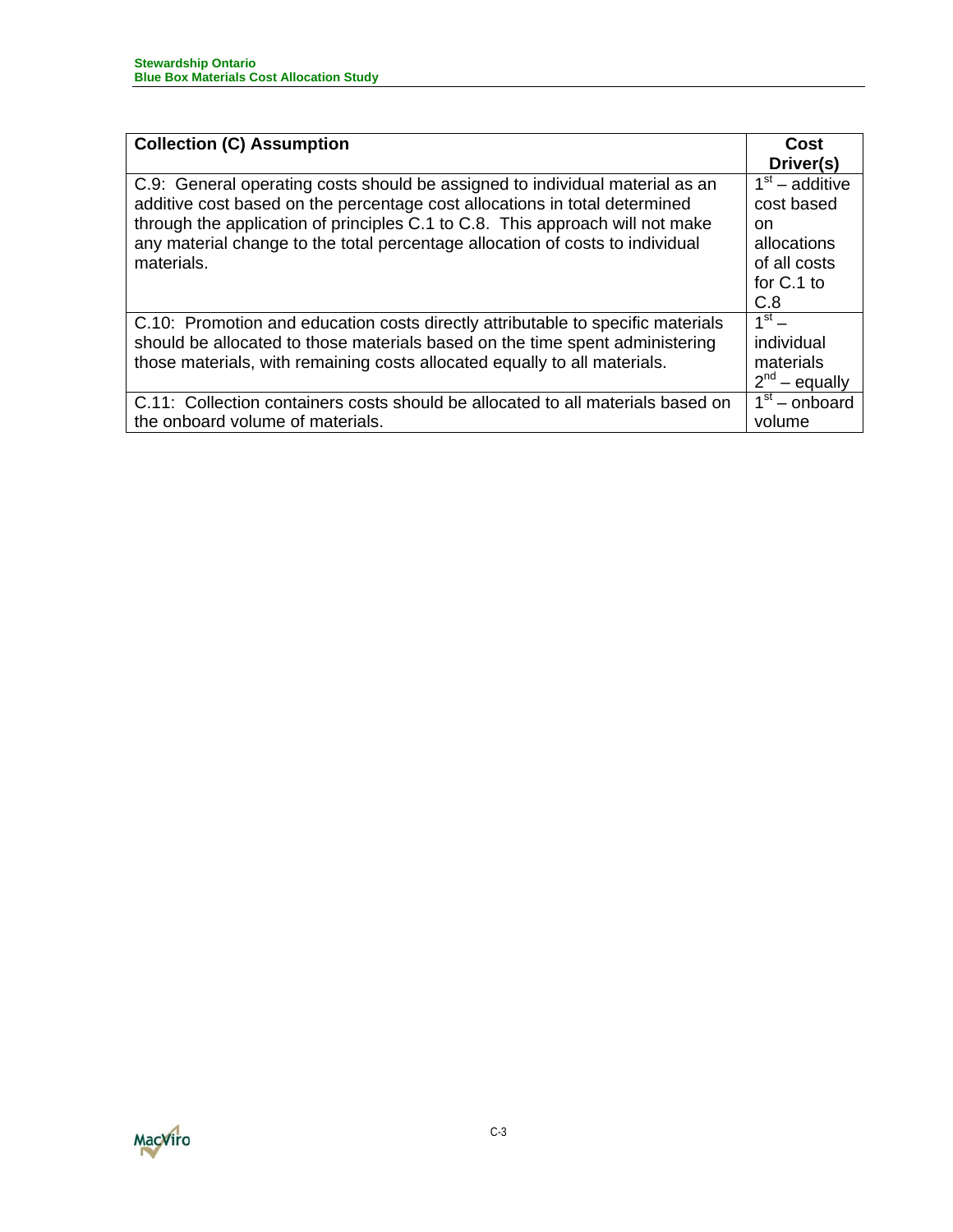| Collection (C) Assumption | Cost Driver(s) |
|---|---|
| C.9: General operating costs should be assigned to individual material as an additive cost based on the percentage cost allocations in total determined through the application of principles C.1 to C.8. This approach will not make any material change to the total percentage allocation of costs to individual materials. | 1st – additive cost based on allocations of all costs for C.1 to C.8 |
| C.10: Promotion and education costs directly attributable to specific materials should be allocated to those materials based on the time spent administering those materials, with remaining costs allocated equally to all materials. | 1st – individual materials 2nd – equally |
| C.11: Collection containers costs should be allocated to all materials based on the onboard volume of materials. | 1st – onboard volume |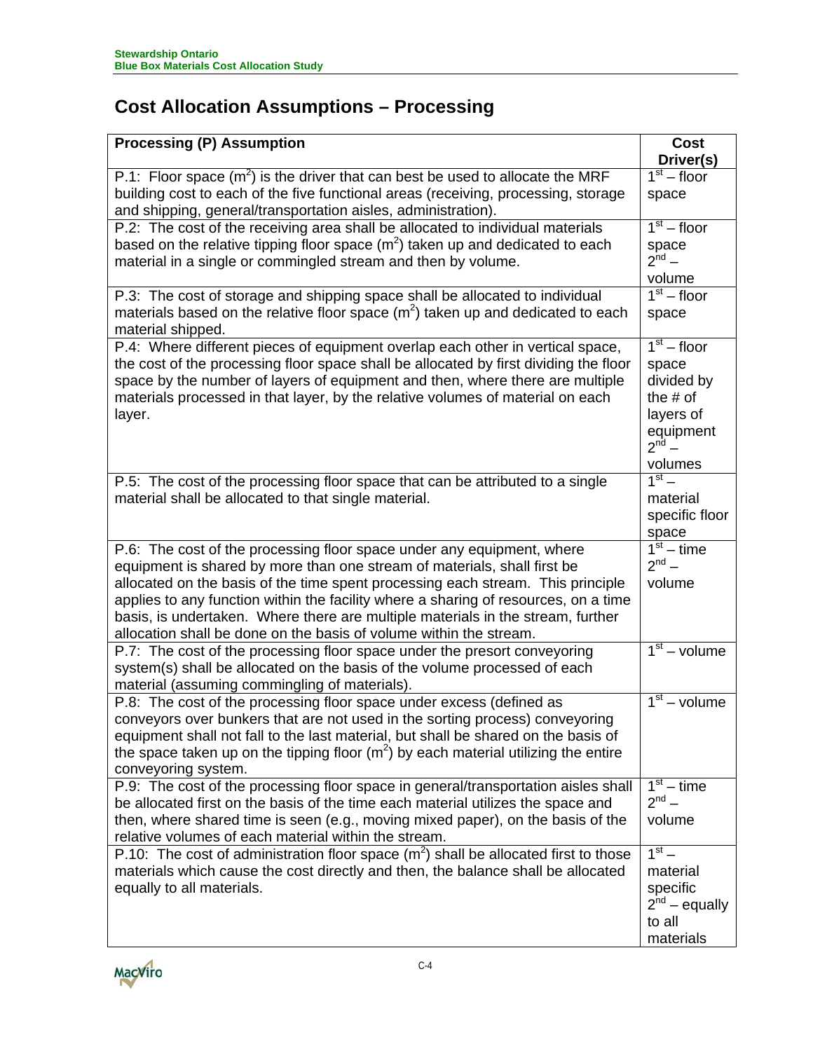# Cost Allocation Assumptions – Processing

| Processing (P) Assumption | Cost Driver(s) |
| --- | --- |
| P.1: Floor space ($m^2$) is the driver that can best be used to allocate the MRF building cost to each of the five functional areas (receiving, processing, storage and shipping, general/transportation aisles, administration). | 1st – floor space |
| P.2: The cost of the receiving area shall be allocated to individual materials based on the relative tipping floor space ($m^2$) taken up and dedicated to each material in a single or commingled stream and then by volume. | 1st – floor space<br>2nd – volume |
| P.3: The cost of storage and shipping space shall be allocated to individual materials based on the relative floor space ($m^2$) taken up and dedicated to each material shipped. | 1st – floor space |
| P.4: Where different pieces of equipment overlap each other in vertical space, the cost of the processing floor space shall be allocated by first dividing the floor space by the number of layers of equipment and then, where there are multiple materials processed in that layer, by the relative volumes of material on each layer. | 1st – floor space divided by the # of layers of equipment<br>2nd – volumes |
| P.5: The cost of the processing floor space that can be attributed to a single material shall be allocated to that single material. | 1st – material specific floor space |
| P.6: The cost of the processing floor space under any equipment, where equipment is shared by more than one stream of materials, shall first be allocated on the basis of the time spent processing each stream. This principle applies to any function within the facility where a sharing of resources, on a time basis, is undertaken. Where there are multiple materials in the stream, further allocation shall be done on the basis of volume within the stream. | 1st – time<br>2nd – volume |
| P.7: The cost of the processing floor space under the presort conveyoring system(s) shall be allocated on the basis of the volume processed of each material (assuming commingling of materials). | 1st – volume |
| P.8: The cost of the processing floor space under excess (defined as conveyors over bunkers that are not used in the sorting process) conveyoring equipment shall not fall to the last material, but shall be shared on the basis of the space taken up on the tipping floor ($m^2$) by each material utilizing the entire conveyoring system. | 1st – volume |
| P.9: The cost of the processing floor space in general/transportation aisles shall be allocated first on the basis of the time each material utilizes the space and then, where shared time is seen (e.g., moving mixed paper), on the basis of the relative volumes of each material within the stream. | 1st – time<br>2nd – volume |
| P.10: The cost of administration floor space ($m^2$) shall be allocated first to those materials which cause the cost directly and then, the balance shall be allocated equally to all materials. | 1st – material specific<br>2nd – equally to all materials |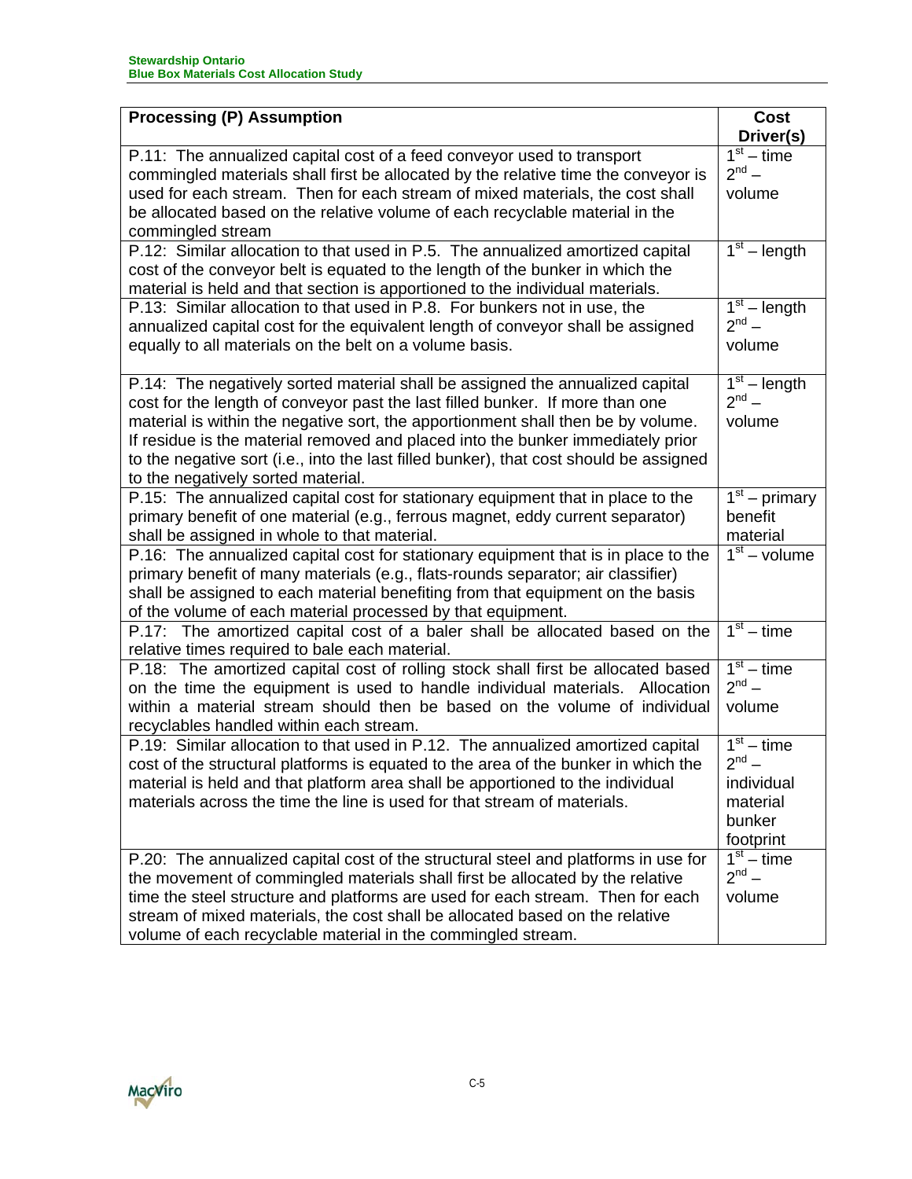| Processing (P) Assumption | Cost Driver(s) |
|---|---|
| P.11: The annualized capital cost of a feed conveyor used to transport commingled materials shall first be allocated by the relative time the conveyor is used for each stream. Then for each stream of mixed materials, the cost shall be allocated based on the relative volume of each recyclable material in the commingled stream | 1st – time<br>2nd – volume |
| P.12: Similar allocation to that used in P.5. The annualized amortized capital cost of the conveyor belt is equated to the length of the bunker in which the material is held and that section is apportioned to the individual materials. | 1st – length |
| P.13: Similar allocation to that used in P.8. For bunkers not in use, the annualized capital cost for the equivalent length of conveyor shall be assigned equally to all materials on the belt on a volume basis. | 1st – length<br>2nd – volume |
| P.14: The negatively sorted material shall be assigned the annualized capital cost for the length of conveyor past the last filled bunker. If more than one material is within the negative sort, the apportionment shall then be by volume. If residue is the material removed and placed into the bunker immediately prior to the negative sort (i.e., into the last filled bunker), that cost should be assigned to the negatively sorted material. | 1st – length<br>2nd – volume |
| P.15: The annualized capital cost for stationary equipment that in place to the primary benefit of one material (e.g., ferrous magnet, eddy current separator) shall be assigned in whole to that material. | 1st – primary benefit material |
| P.16: The annualized capital cost for stationary equipment that is in place to the primary benefit of many materials (e.g., flats-rounds separator; air classifier) shall be assigned to each material benefiting from that equipment on the basis of the volume of each material processed by that equipment. | 1st – volume |
| P.17: The amortized capital cost of a baler shall be allocated based on the relative times required to bale each material. | 1st – time |
| P.18: The amortized capital cost of rolling stock shall first be allocated based on the time the equipment is used to handle individual materials. Allocation within a material stream should then be based on the volume of individual recyclables handled within each stream. | 1st – time<br>2nd – volume |
| P.19: Similar allocation to that used in P.12. The annualized amortized capital cost of the structural platforms is equated to the area of the bunker in which the material is held and that platform area shall be apportioned to the individual materials across the time the line is used for that stream of materials. | 1st – time<br>2nd – individual material bunker footprint |
| P.20: The annualized capital cost of the structural steel and platforms in use for the movement of commingled materials shall first be allocated by the relative time the steel structure and platforms are used for each stream. Then for each stream of mixed materials, the cost shall be allocated based on the relative volume of each recyclable material in the commingled stream. | 1st – time<br>2nd – volume |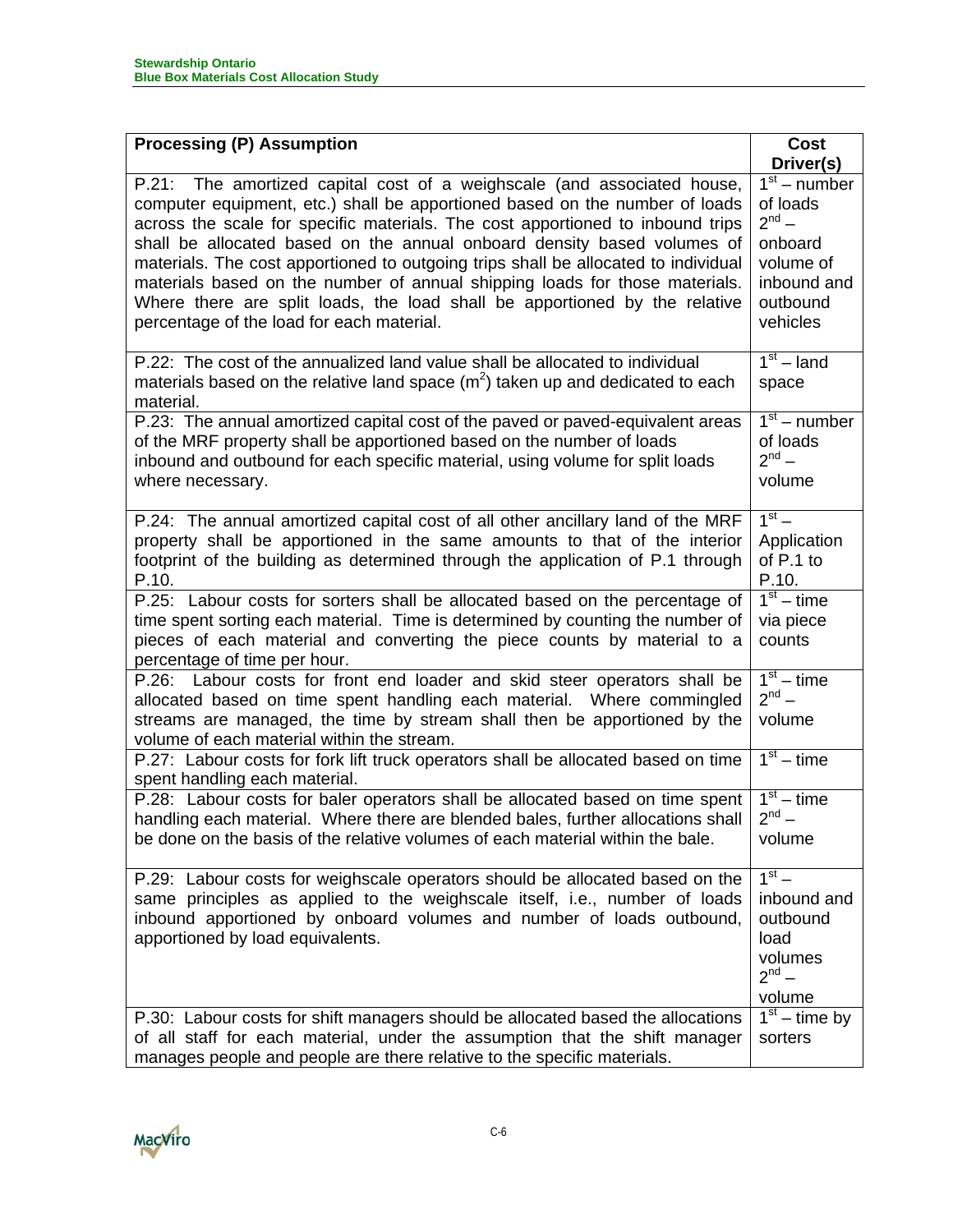| Processing (P) Assumption | Cost Driver(s) |
| --- | --- |
| P.21: The amortized capital cost of a weighscale (and associated house, computer equipment, etc.) shall be apportioned based on the number of loads across the scale for specific materials. The cost apportioned to inbound trips shall be allocated based on the annual onboard density based volumes of materials. The cost apportioned to outgoing trips shall be allocated to individual materials based on the number of annual shipping loads for those materials. Where there are split loads, the load shall be apportioned by the relative percentage of the load for each material. | 1st – number of loads<br>2nd – onboard volume of inbound and outbound vehicles |
| P.22: The cost of the annualized land value shall be allocated to individual materials based on the relative land space ($m^2$) taken up and dedicated to each material. | 1st – land space |
| P.23: The annual amortized capital cost of the paved or paved-equivalent areas of the MRF property shall be apportioned based on the number of loads inbound and outbound for each specific material, using volume for split loads where necessary. | 1st – number of loads<br>2nd – volume |
| P.24: The annual amortized capital cost of all other ancillary land of the MRF property shall be apportioned in the same amounts to that of the interior footprint of the building as determined through the application of P.1 through P.10. | 1st – Application of P.1 to P.10. |
| P.25: Labour costs for sorters shall be allocated based on the percentage of time spent sorting each material. Time is determined by counting the number of pieces of each material and converting the piece counts by material to a percentage of time per hour. | 1st – time via piece counts |
| P.26: Labour costs for front end loader and skid steer operators shall be allocated based on time spent handling each material. Where commingled streams are managed, the time by stream shall then be apportioned by the volume of each material within the stream. | 1st – time<br>2nd – volume |
| P.27: Labour costs for fork lift truck operators shall be allocated based on time spent handling each material. | 1st – time |
| P.28: Labour costs for baler operators shall be allocated based on time spent handling each material. Where there are blended bales, further allocations shall be done on the basis of the relative volumes of each material within the bale. | 1st – time<br>2nd – volume |
| P.29: Labour costs for weighscale operators should be allocated based on the same principles as applied to the weighscale itself, i.e., number of loads inbound apportioned by onboard volumes and number of loads outbound, apportioned by load equivalents. | 1st – inbound and outbound load volumes<br>2nd – volume |
| P.30: Labour costs for shift managers should be allocated based the allocations of all staff for each material, under the assumption that the shift manager manages people and people are there relative to the specific materials. | 1st – time by sorters |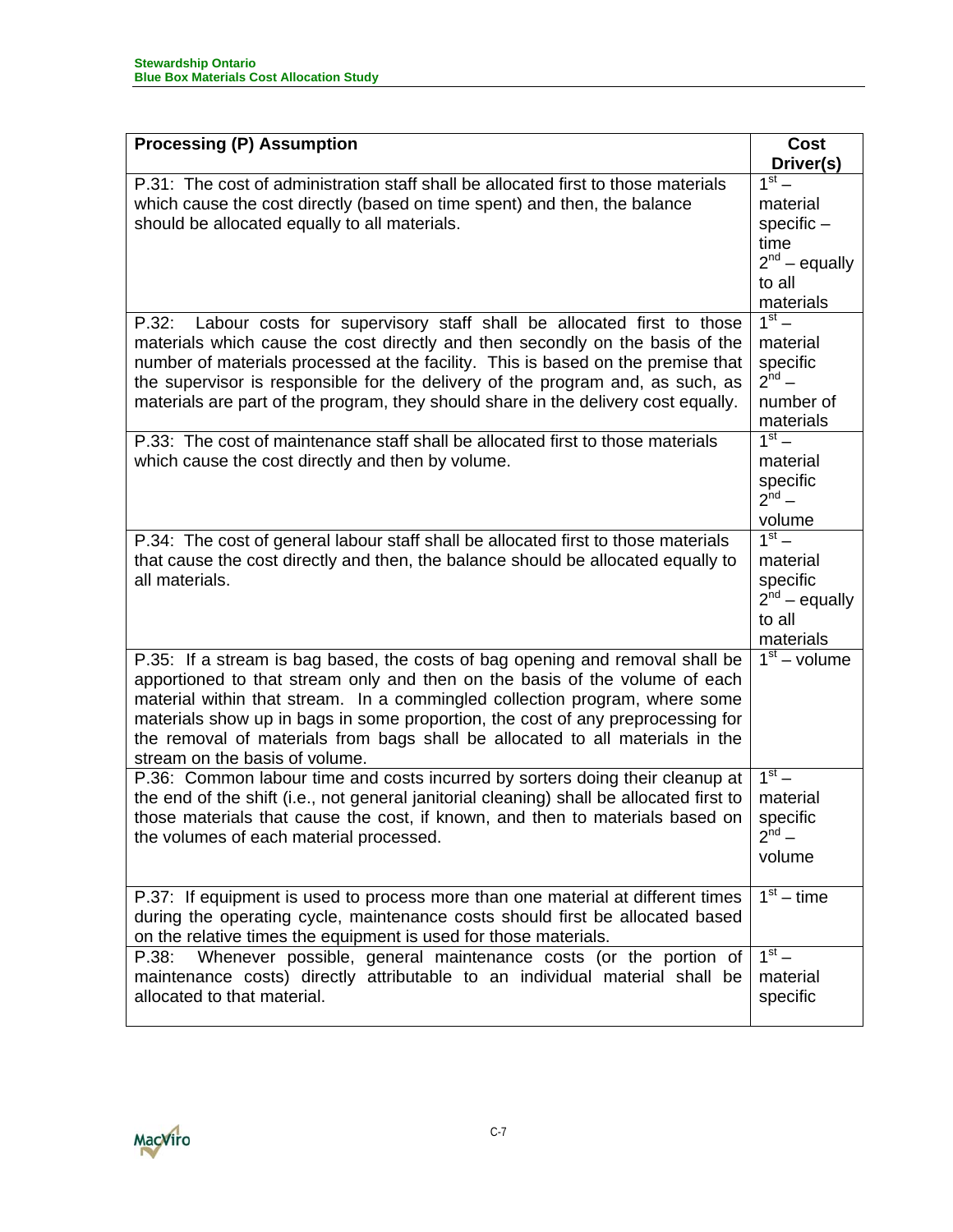| Processing (P) Assumption | Cost Driver(s) |
|---|---|
| P.31: The cost of administration staff shall be allocated first to those materials which cause the cost directly (based on time spent) and then, the balance should be allocated equally to all materials. | 1st – material specific – time 2nd – equally to all materials |
| P.32: Labour costs for supervisory staff shall be allocated first to those materials which cause the cost directly and then secondly on the basis of the number of materials processed at the facility. This is based on the premise that the supervisor is responsible for the delivery of the program and, as such, as materials are part of the program, they should share in the delivery cost equally. | 1st – material specific 2nd – number of materials |
| P.33: The cost of maintenance staff shall be allocated first to those materials which cause the cost directly and then by volume. | 1st – material specific 2nd – volume |
| P.34: The cost of general labour staff shall be allocated first to those materials that cause the cost directly and then, the balance should be allocated equally to all materials. | 1st – material specific 2nd – equally to all materials |
| P.35: If a stream is bag based, the costs of bag opening and removal shall be apportioned to that stream only and then on the basis of the volume of each material within that stream. In a commingled collection program, where some materials show up in bags in some proportion, the cost of any preprocessing for the removal of materials from bags shall be allocated to all materials in the stream on the basis of volume. | 1st – volume |
| P.36: Common labour time and costs incurred by sorters doing their cleanup at the end of the shift (i.e., not general janitorial cleaning) shall be allocated first to those materials that cause the cost, if known, and then to materials based on the volumes of each material processed. | 1st – material specific 2nd – volume |
| P.37: If equipment is used to process more than one material at different times during the operating cycle, maintenance costs should first be allocated based on the relative times the equipment is used for those materials. | 1st – time |
| P.38: Whenever possible, general maintenance costs (or the portion of maintenance costs) directly attributable to an individual material shall be allocated to that material. | 1st – material specific |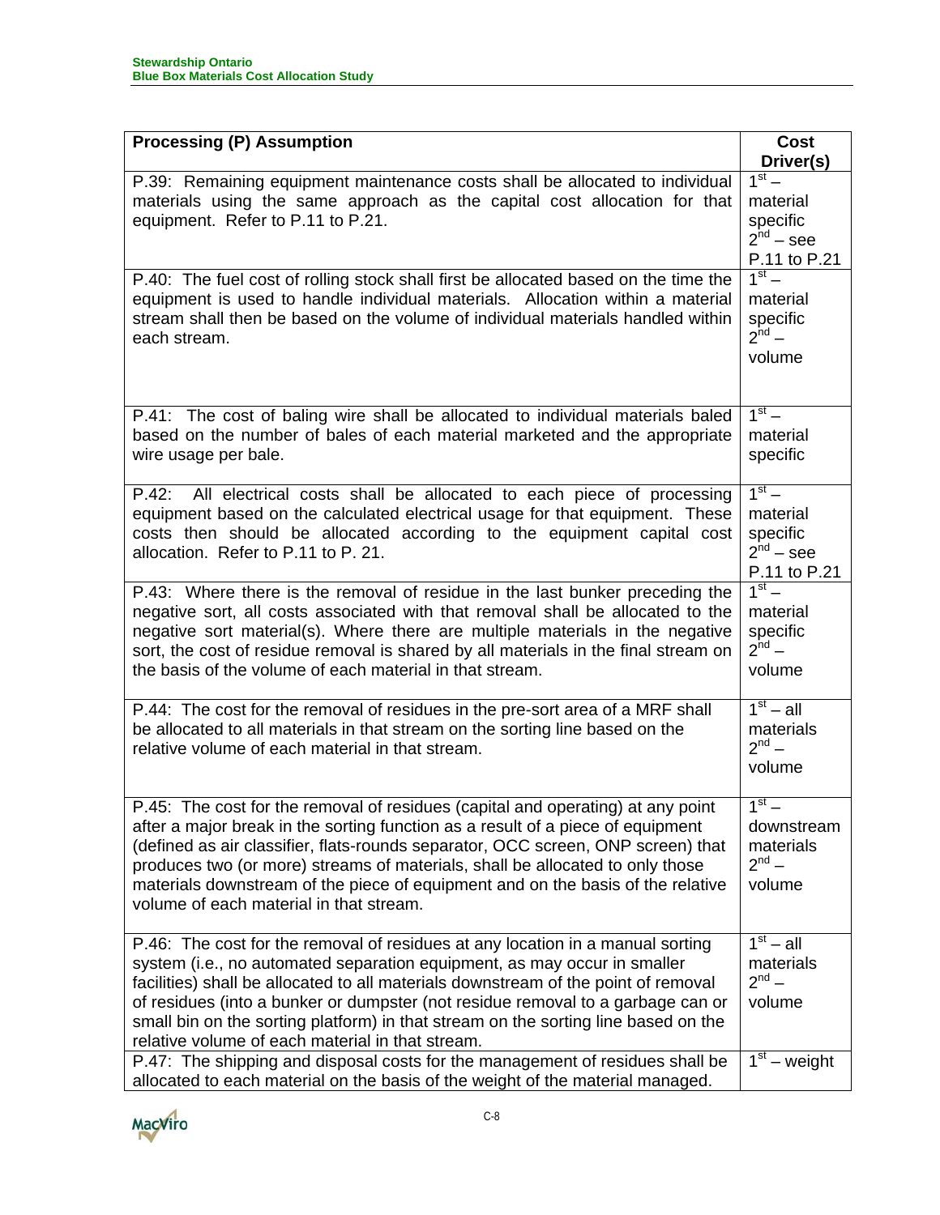| Processing (P) Assumption | Cost Driver(s) |
|---|---|
| P.39: Remaining equipment maintenance costs shall be allocated to individual materials using the same approach as the capital cost allocation for that equipment. Refer to P.11 to P.21. | 1st – material specific 2nd – see P.11 to P.21 |
| P.40: The fuel cost of rolling stock shall first be allocated based on the time the equipment is used to handle individual materials. Allocation within a material stream shall then be based on the volume of individual materials handled within each stream. | 1st – material specific 2nd – volume |
| P.41: The cost of baling wire shall be allocated to individual materials baled based on the number of bales of each material marketed and the appropriate wire usage per bale. | 1st – material specific |
| P.42: All electrical costs shall be allocated to each piece of processing equipment based on the calculated electrical usage for that equipment. These costs then should be allocated according to the equipment capital cost allocation. Refer to P.11 to P. 21. | 1st – material specific 2nd – see P.11 to P.21 |
| P.43: Where there is the removal of residue in the last bunker preceding the negative sort, all costs associated with that removal shall be allocated to the negative sort material(s). Where there are multiple materials in the negative sort, the cost of residue removal is shared by all materials in the final stream on the basis of the volume of each material in that stream. | 1st – material specific 2nd – volume |
| P.44: The cost for the removal of residues in the pre-sort area of a MRF shall be allocated to all materials in that stream on the sorting line based on the relative volume of each material in that stream. | 1st – all materials 2nd – volume |
| P.45: The cost for the removal of residues (capital and operating) at any point after a major break in the sorting function as a result of a piece of equipment (defined as air classifier, flats-rounds separator, OCC screen, ONP screen) that produces two (or more) streams of materials, shall be allocated to only those materials downstream of the piece of equipment and on the basis of the relative volume of each material in that stream. | 1st – downstream materials 2nd – volume |
| P.46: The cost for the removal of residues at any location in a manual sorting system (i.e., no automated separation equipment, as may occur in smaller facilities) shall be allocated to all materials downstream of the point of removal of residues (into a bunker or dumpster (not residue removal to a garbage can or small bin on the sorting platform) in that stream on the sorting line based on the relative volume of each material in that stream. | 1st – all materials 2nd – volume |
| P.47: The shipping and disposal costs for the management of residues shall be allocated to each material on the basis of the weight of the material managed. | 1st – weight |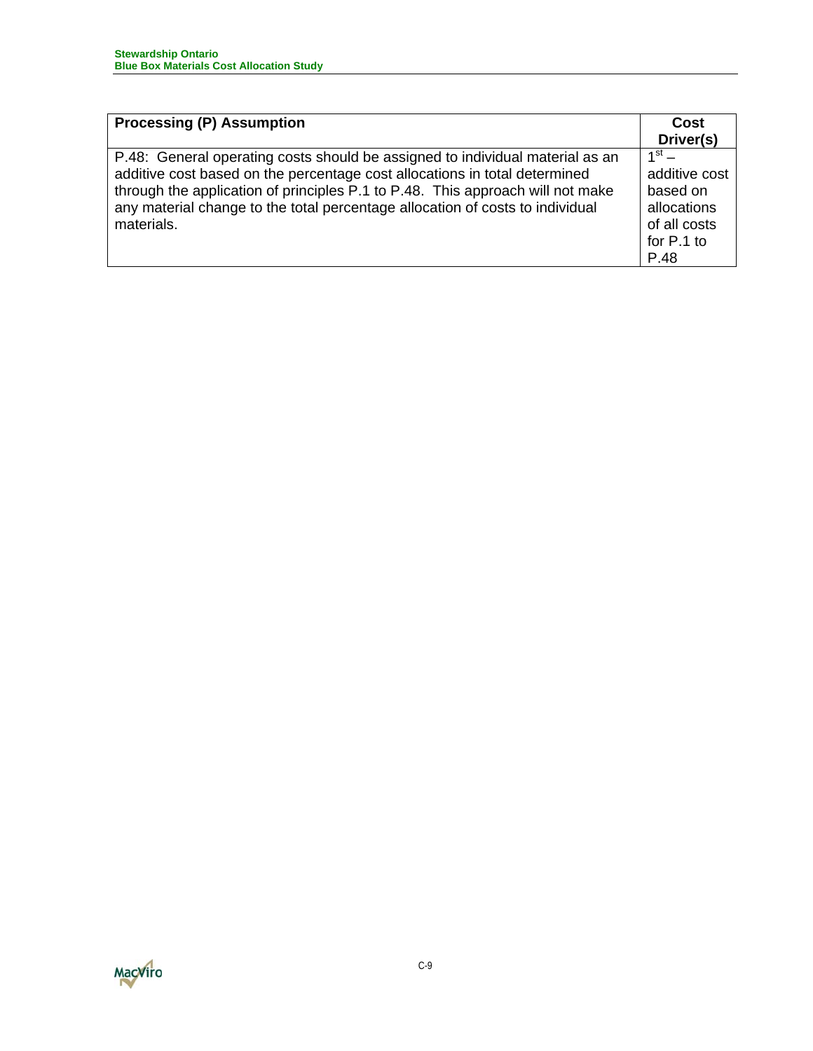| Processing (P) Assumption | Cost Driver(s) |
|---|---|
| P.48: General operating costs should be assigned to individual material as an additive cost based on the percentage cost allocations in total determined through the application of principles P.1 to P.48. This approach will not make any material change to the total percentage allocation of costs to individual materials. | 1st – additive cost based on allocations of all costs for P.1 to P.48 |